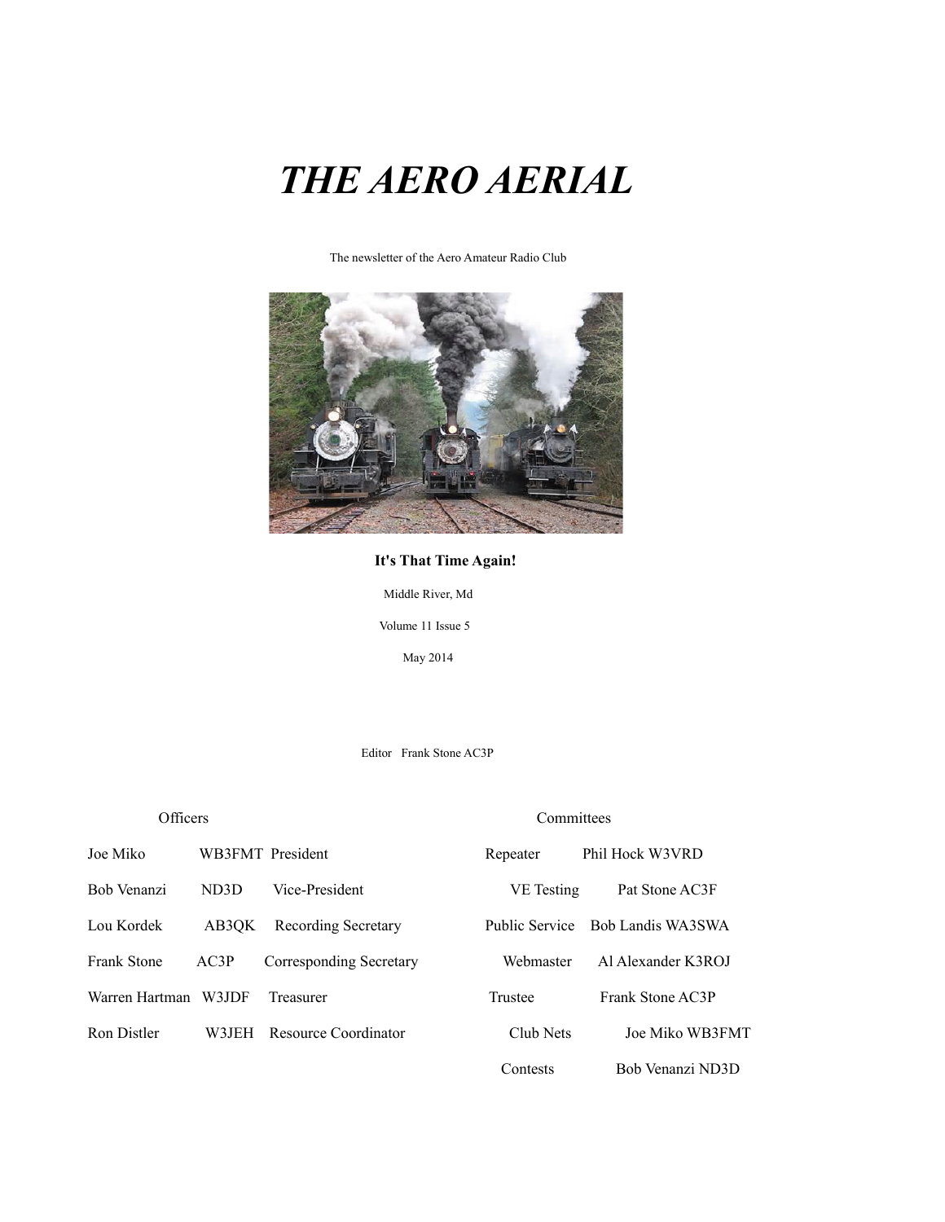# *THE AERO AERIAL*

The newsletter of the Aero Amateur Radio Club

**It's That Time Again!**

Middle River, Md

Volume 11 Issue 5

May 2014

Editor Frank Stone AC3P

| Officers | | |
|---|---|---|
| Joe Miko | WB3FMT | President |
| Bob Venanzi | ND3D | Vice-President |
| Lou Kordek | AB3QK | Recording Secretary |
| Frank Stone | AC3P | Corresponding Secretary |
| Warren Hartman | W3JDF | Treasurer |
| Ron Distler | W3JEH | Resource Coordinator |

| Committees | |
|---|---|
| Repeater | Phil Hock W3VRD |
| VE Testing | Pat Stone AC3F |
| Public Service | Bob Landis WA3SWA |
| Webmaster | Al Alexander K3ROJ |
| Trustee | Frank Stone AC3P |
| Club Nets | Joe Miko WB3FMT |
| Contests | Bob Venanzi ND3D |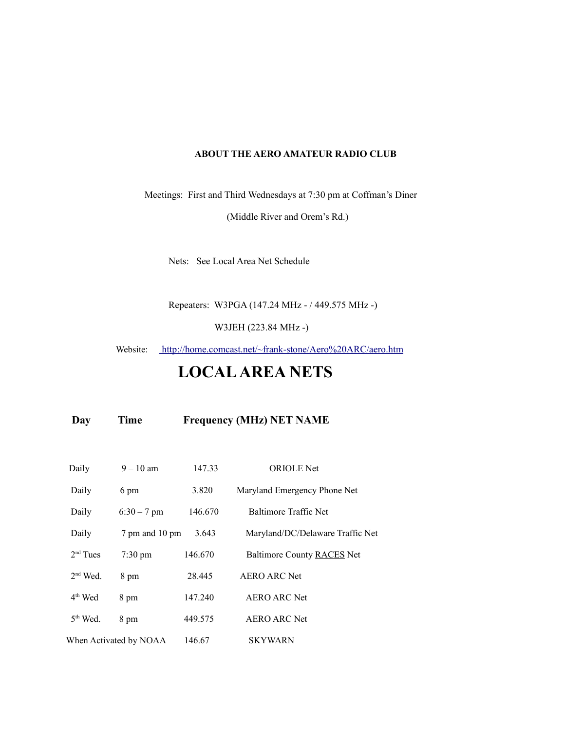**ABOUT THE AERO AMATEUR RADIO CLUB**

Meetings: First and Third Wednesdays at 7:30 pm at Coffman's Diner

(Middle River and Orem's Rd.)

Nets: See Local Area Net Schedule

Repeaters: W3PGA (147.24 MHz - / 449.575 MHz -)

W3JEH (223.84 MHz -)

Website: [http://home.comcast.net/~frank-stone/Aero%20ARC/aero.htm](http://home.comcast.net/~frank-stone/Aero%20ARC/aero.htm)

# LOCAL AREA NETS

| Day | Time | Frequency (MHz) | NET NAME |
|---|---|---|---|
| Daily | 9 – 10 am | 147.33 | ORIOLE Net |
| Daily | 6 pm | 3.820 | Maryland Emergency Phone Net |
| Daily | 6:30 – 7 pm | 146.670 | Baltimore Traffic Net |
| Daily | 7 pm and 10 pm | 3.643 | Maryland/DC/Delaware Traffic Net |
| 2nd Tues | 7:30 pm | 146.670 | Baltimore County RACES Net |
| 2nd Wed. | 8 pm | 28.445 | AERO ARC Net |
| 4th Wed | 8 pm | 147.240 | AERO ARC Net |
| 5th Wed. | 8 pm | 449.575 | AERO ARC Net |
| When Activated by NOAA | | 146.67 | SKYWARN |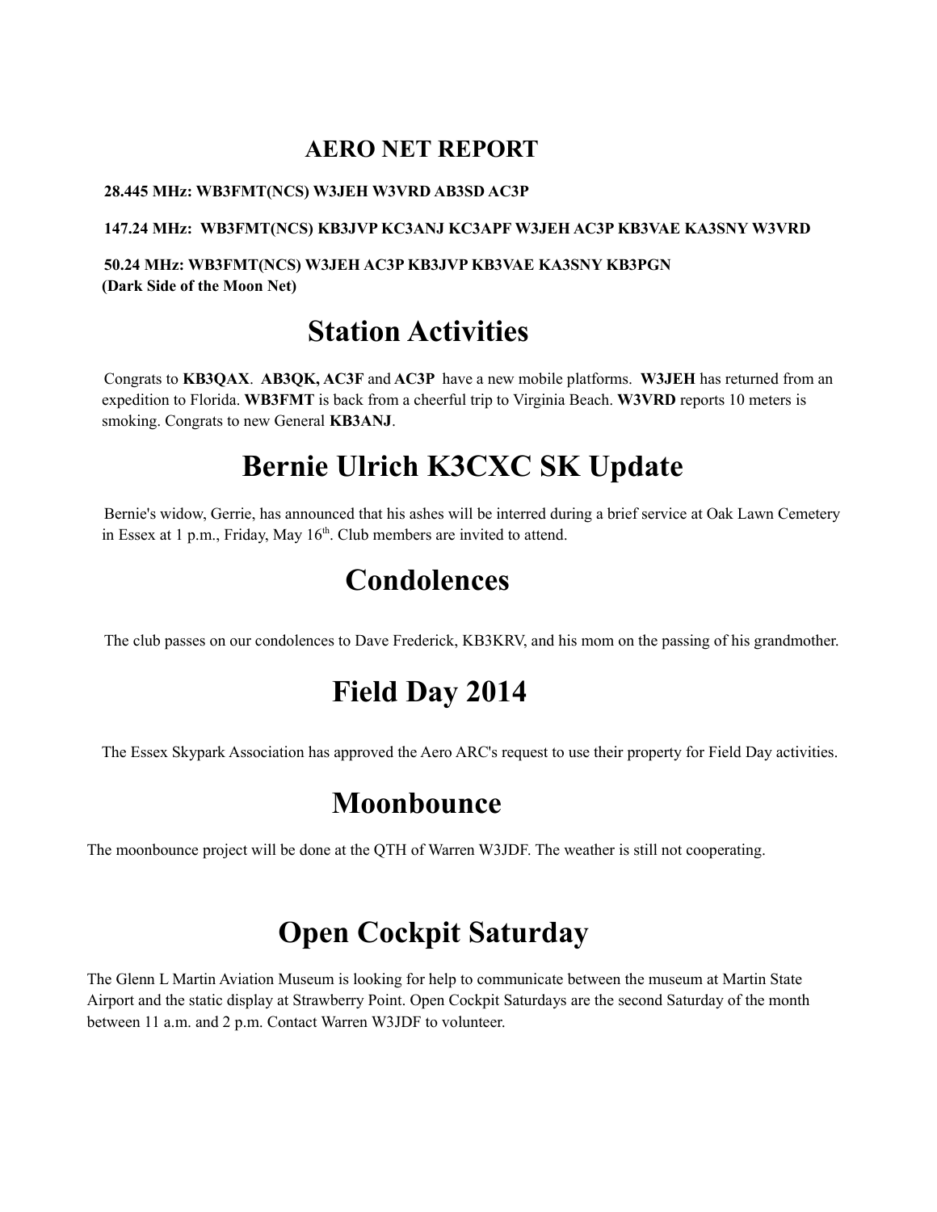## AERO NET REPORT

**28.445 MHz: WB3FMT(NCS) W3JEH W3VRD AB3SD AC3P**

**147.24 MHz: WB3FMT(NCS) KB3JVP KC3ANJ KC3APF W3JEH AC3P KB3VAE KA3SNY W3VRD**

**50.24 MHz: WB3FMT(NCS) W3JEH AC3P KB3JVP KB3VAE KA3SNY KB3PGN**
**(Dark Side of the Moon Net)**

# Station Activities

Congrats to **KB3QAX**. **AB3QK, AC3F** and **AC3P** have a new mobile platforms. **W3JEH** has returned from an expedition to Florida. **WB3FMT** is back from a cheerful trip to Virginia Beach. **W3VRD** reports 10 meters is smoking. Congrats to new General **KB3ANJ**.

# Bernie Ulrich K3CXC SK Update

Bernie's widow, Gerrie, has announced that his ashes will be interred during a brief service at Oak Lawn Cemetery in Essex at 1 p.m., Friday, May 16th. Club members are invited to attend.

# Condolences

The club passes on our condolences to Dave Frederick, KB3KRV, and his mom on the passing of his grandmother.

# Field Day 2014

The Essex Skypark Association has approved the Aero ARC's request to use their property for Field Day activities.

# Moonbounce

The moonbounce project will be done at the QTH of Warren W3JDF. The weather is still not cooperating.

# Open Cockpit Saturday

The Glenn L Martin Aviation Museum is looking for help to communicate between the museum at Martin State Airport and the static display at Strawberry Point. Open Cockpit Saturdays are the second Saturday of the month between 11 a.m. and 2 p.m. Contact Warren W3JDF to volunteer.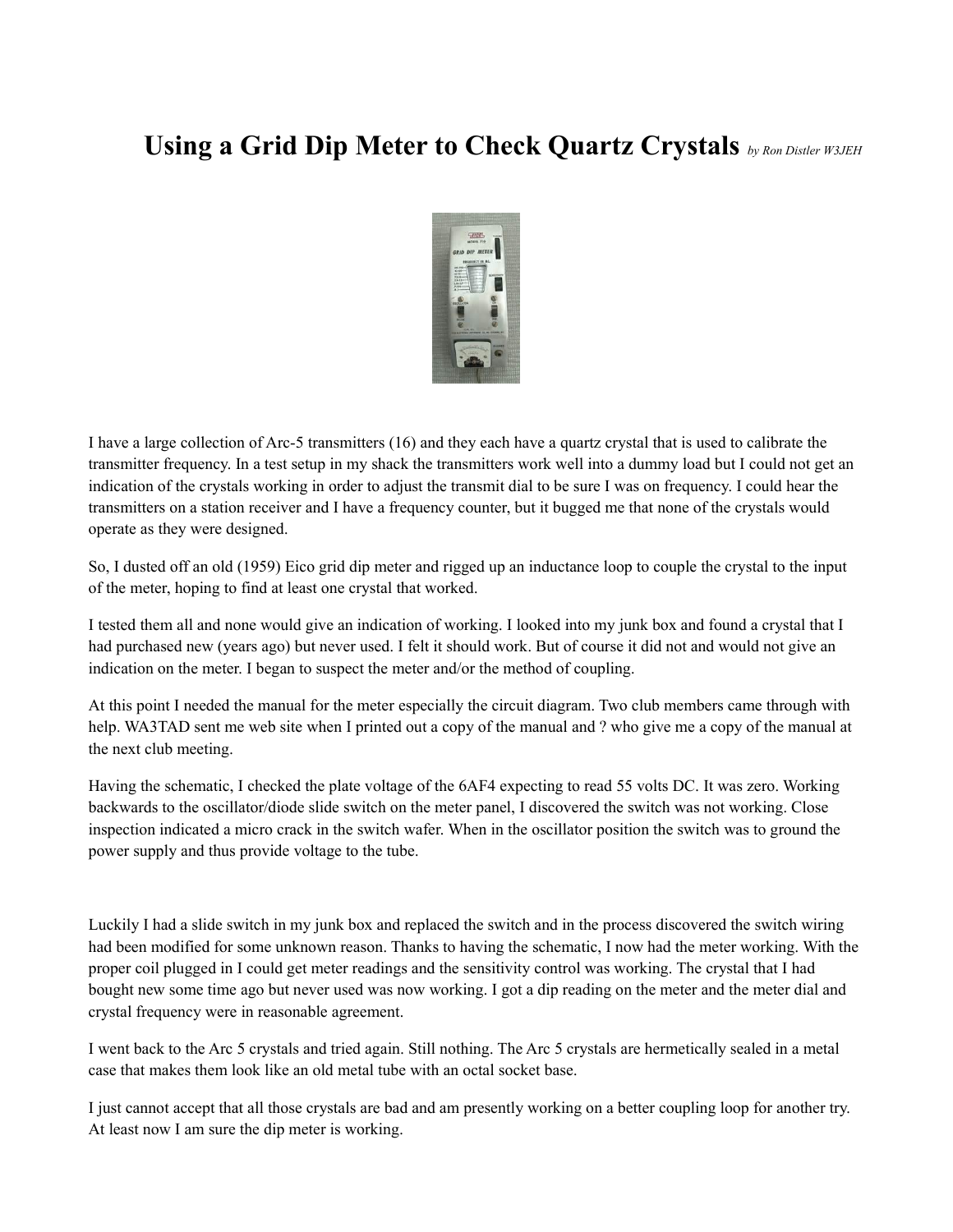# Using a Grid Dip Meter to Check Quartz Crystals *by Ron Distler W3JEH*

I have a large collection of Arc-5 transmitters (16) and they each have a quartz crystal that is used to calibrate the transmitter frequency. In a test setup in my shack the transmitters work well into a dummy load but I could not get an indication of the crystals working in order to adjust the transmit dial to be sure I was on frequency. I could hear the transmitters on a station receiver and I have a frequency counter, but it bugged me that none of the crystals would operate as they were designed.

So, I dusted off an old (1959) Eico grid dip meter and rigged up an inductance loop to couple the crystal to the input of the meter, hoping to find at least one crystal that worked.

I tested them all and none would give an indication of working. I looked into my junk box and found a crystal that I had purchased new (years ago) but never used. I felt it should work. But of course it did not and would not give an indication on the meter. I began to suspect the meter and/or the method of coupling.

At this point I needed the manual for the meter especially the circuit diagram. Two club members came through with help. WA3TAD sent me web site when I printed out a copy of the manual and ? who give me a copy of the manual at the next club meeting.

Having the schematic, I checked the plate voltage of the 6AF4 expecting to read 55 volts DC. It was zero. Working backwards to the oscillator/diode slide switch on the meter panel, I discovered the switch was not working. Close inspection indicated a micro crack in the switch wafer. When in the oscillator position the switch was to ground the power supply and thus provide voltage to the tube.

Luckily I had a slide switch in my junk box and replaced the switch and in the process discovered the switch wiring had been modified for some unknown reason. Thanks to having the schematic, I now had the meter working. With the proper coil plugged in I could get meter readings and the sensitivity control was working. The crystal that I had bought new some time ago but never used was now working. I got a dip reading on the meter and the meter dial and crystal frequency were in reasonable agreement.

I went back to the Arc 5 crystals and tried again. Still nothing. The Arc 5 crystals are hermetically sealed in a metal case that makes them look like an old metal tube with an octal socket base.

I just cannot accept that all those crystals are bad and am presently working on a better coupling loop for another try. At least now I am sure the dip meter is working.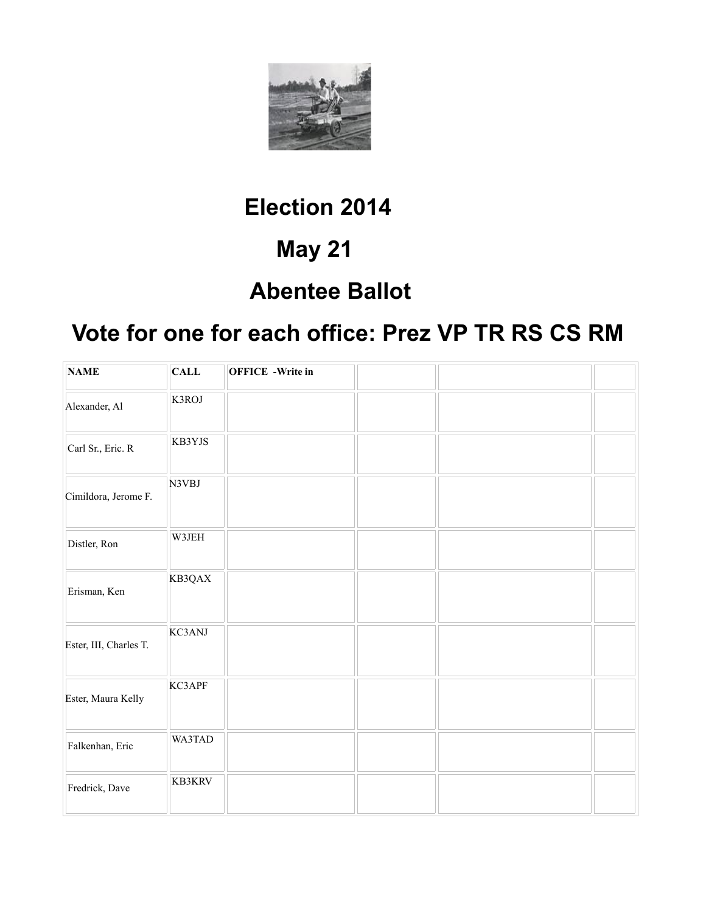# Election 2014

# May 21

# Abentee Ballot

# Vote for one for each office: Prez VP TR RS CS RM

| NAME | CALL | OFFICE -Write in | | | |
|---|---|---|---|---|---|
| Alexander, Al | K3ROJ | | | | |
| Carl Sr., Eric. R | KB3YJS | | | | |
| Cimildora, Jerome F. | N3VBJ | | | | |
| Distler, Ron | W3JEH | | | | |
| Erisman, Ken | KB3QAX | | | | |
| Ester, III, Charles T. | KC3ANJ | | | | |
| Ester, Maura Kelly | KC3APF | | | | |
| Falkenhan, Eric | WA3TAD | | | | |
| Fredrick, Dave | KB3KRV | | | | |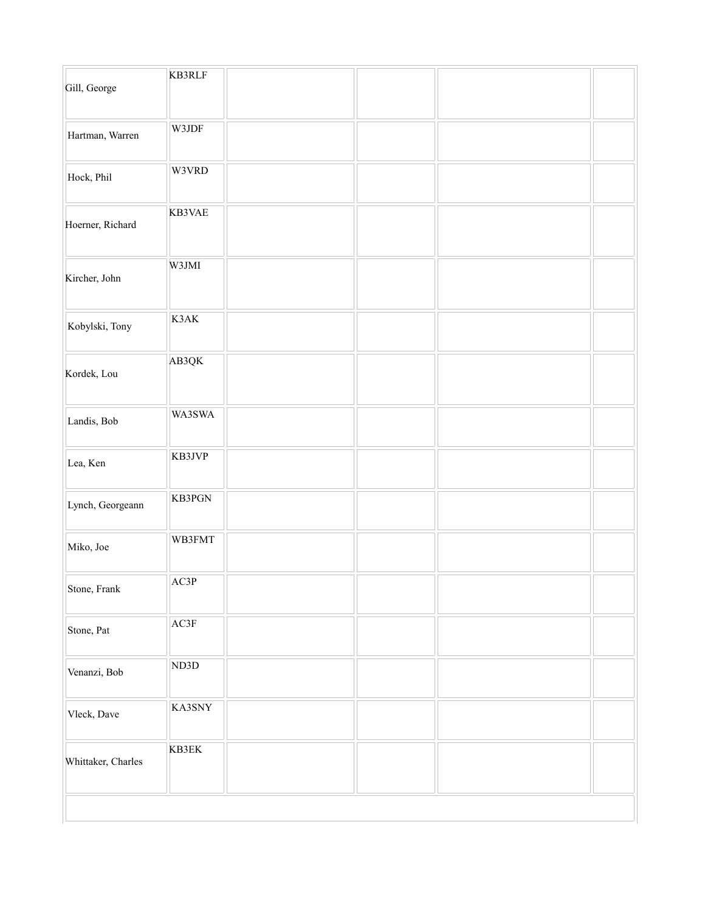| | | | | | |
|---|---|---|---|---|---|
| Gill, George | KB3RLF | | | | |
| Hartman, Warren | W3JDF | | | | |
| Hock, Phil | W3VRD | | | | |
| Hoerner, Richard | KB3VAE | | | | |
| Kircher, John | W3JMI | | | | |
| Kobylski, Tony | K3AK | | | | |
| Kordek, Lou | AB3QK | | | | |
| Landis, Bob | WA3SWA | | | | |
| Lea, Ken | KB3JVP | | | | |
| Lynch, Georgeann | KB3PGN | | | | |
| Miko, Joe | WB3FMT | | | | |
| Stone, Frank | AC3P | | | | |
| Stone, Pat | AC3F | | | | |
| Venanzi, Bob | ND3D | | | | |
| Vleck, Dave | KA3SNY | | | | |
| Whittaker, Charles | KB3EK | | | | |
| | | | | | |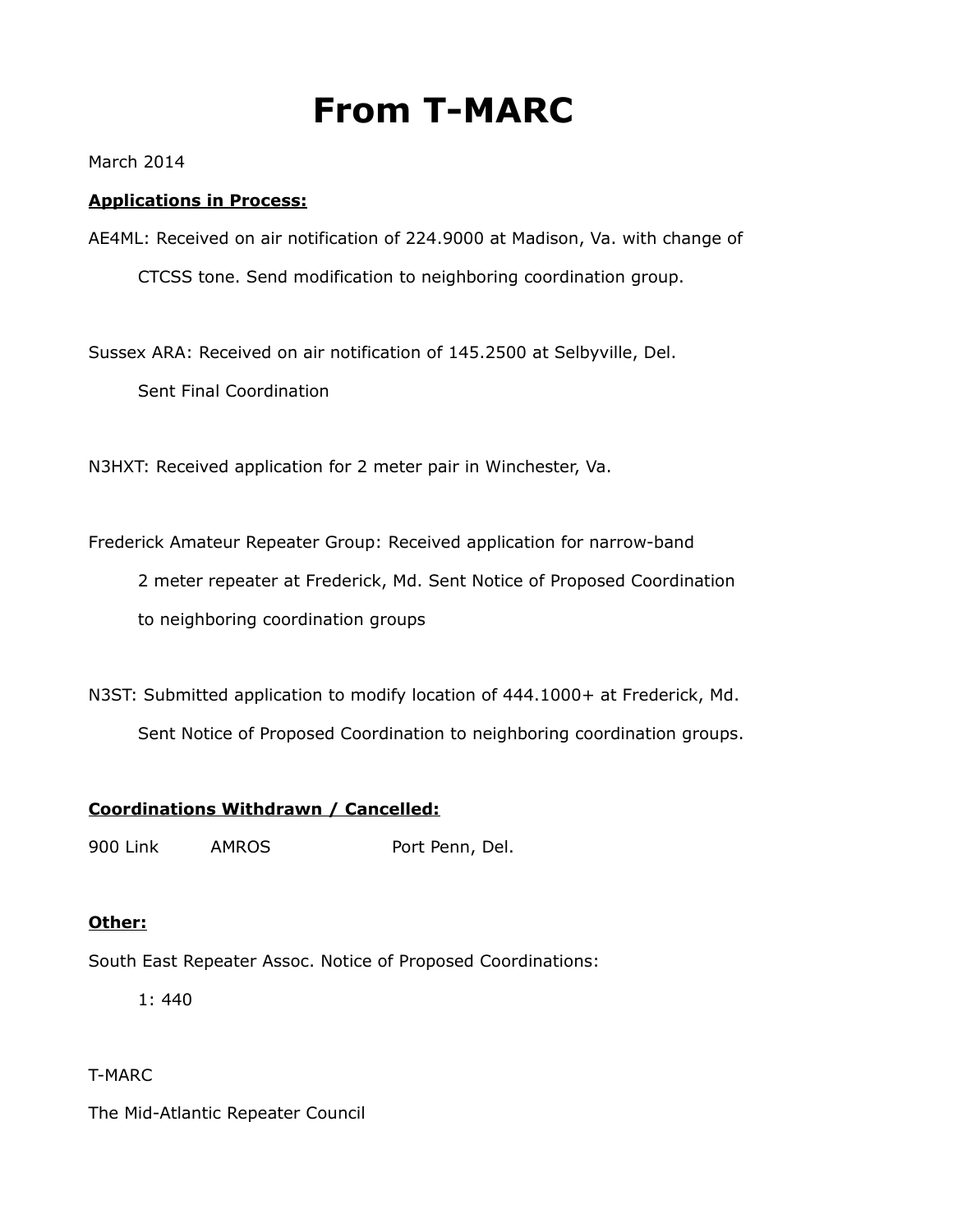# From T-MARC

March 2014

**Applications in Process:**

AE4ML: Received on air notification of 224.9000 at Madison, Va. with change of CTCSS tone. Send modification to neighboring coordination group.

Sussex ARA: Received on air notification of 145.2500 at Selbyville, Del. Sent Final Coordination

N3HXT: Received application for 2 meter pair in Winchester, Va.

Frederick Amateur Repeater Group: Received application for narrow-band 2 meter repeater at Frederick, Md. Sent Notice of Proposed Coordination to neighboring coordination groups

N3ST: Submitted application to modify location of 444.1000+ at Frederick, Md. Sent Notice of Proposed Coordination to neighboring coordination groups.

**Coordinations Withdrawn / Cancelled:**

| | | |
|---|---|---|
| 900 Link | AMROS | Port Penn, Del. |

**Other:**

South East Repeater Assoc. Notice of Proposed Coordinations:

1: 440

T-MARC

The Mid-Atlantic Repeater Council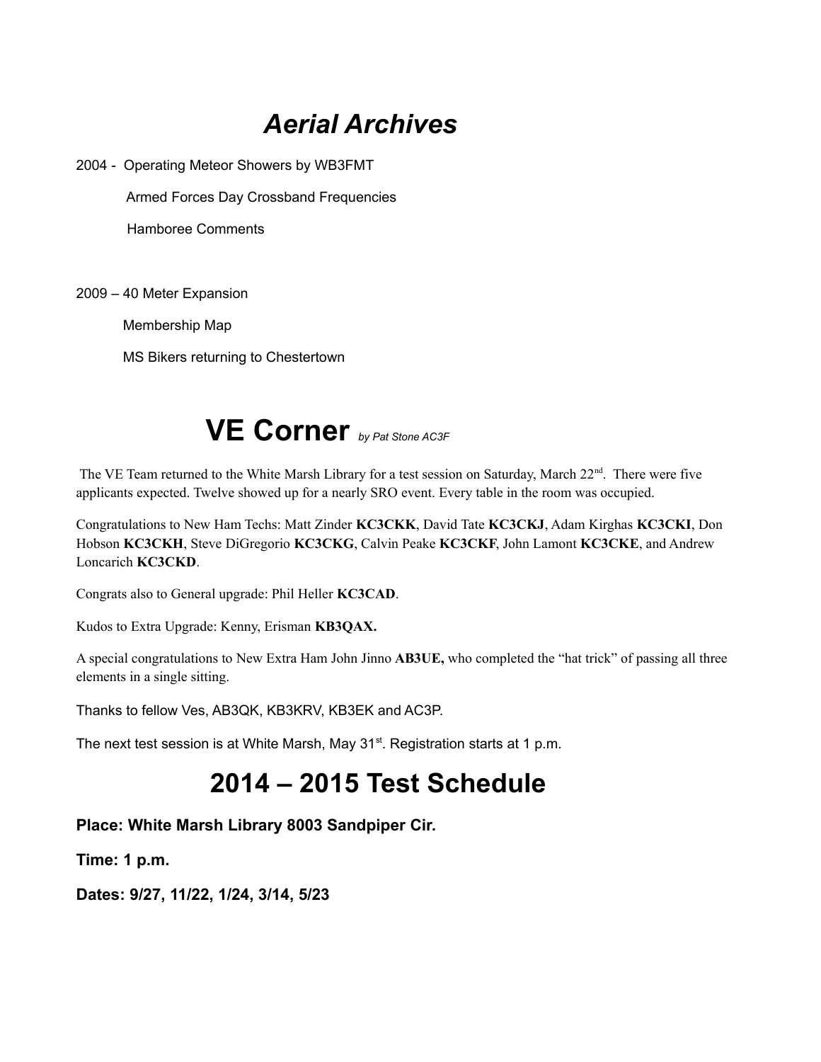# *Aerial Archives*

2004 - Operating Meteor Showers by WB3FMT

Armed Forces Day Crossband Frequencies

Hamboree Comments

2009 – 40 Meter Expansion

Membership Map

MS Bikers returning to Chestertown

# VE Corner *by Pat Stone AC3F*

The VE Team returned to the White Marsh Library for a test session on Saturday, March 22nd. There were five applicants expected. Twelve showed up for a nearly SRO event. Every table in the room was occupied.

Congratulations to New Ham Techs: Matt Zinder **KC3CKK**, David Tate **KC3CKJ**, Adam Kirghas **KC3CKI**, Don Hobson **KC3CKH**, Steve DiGregorio **KC3CKG**, Calvin Peake **KC3CKF**, John Lamont **KC3CKE**, and Andrew Loncarich **KC3CKD**.

Congrats also to General upgrade: Phil Heller **KC3CAD**.

Kudos to Extra Upgrade: Kenny, Erisman **KB3QAX.**

A special congratulations to New Extra Ham John Jinno **AB3UE,** who completed the "hat trick" of passing all three elements in a single sitting.

Thanks to fellow Ves, AB3QK, KB3KRV, KB3EK and AC3P.

The next test session is at White Marsh, May 31st. Registration starts at 1 p.m.

# 2014 – 2015 Test Schedule

**Place: White Marsh Library 8003 Sandpiper Cir.**

**Time: 1 p.m.**

**Dates: 9/27, 11/22, 1/24, 3/14, 5/23**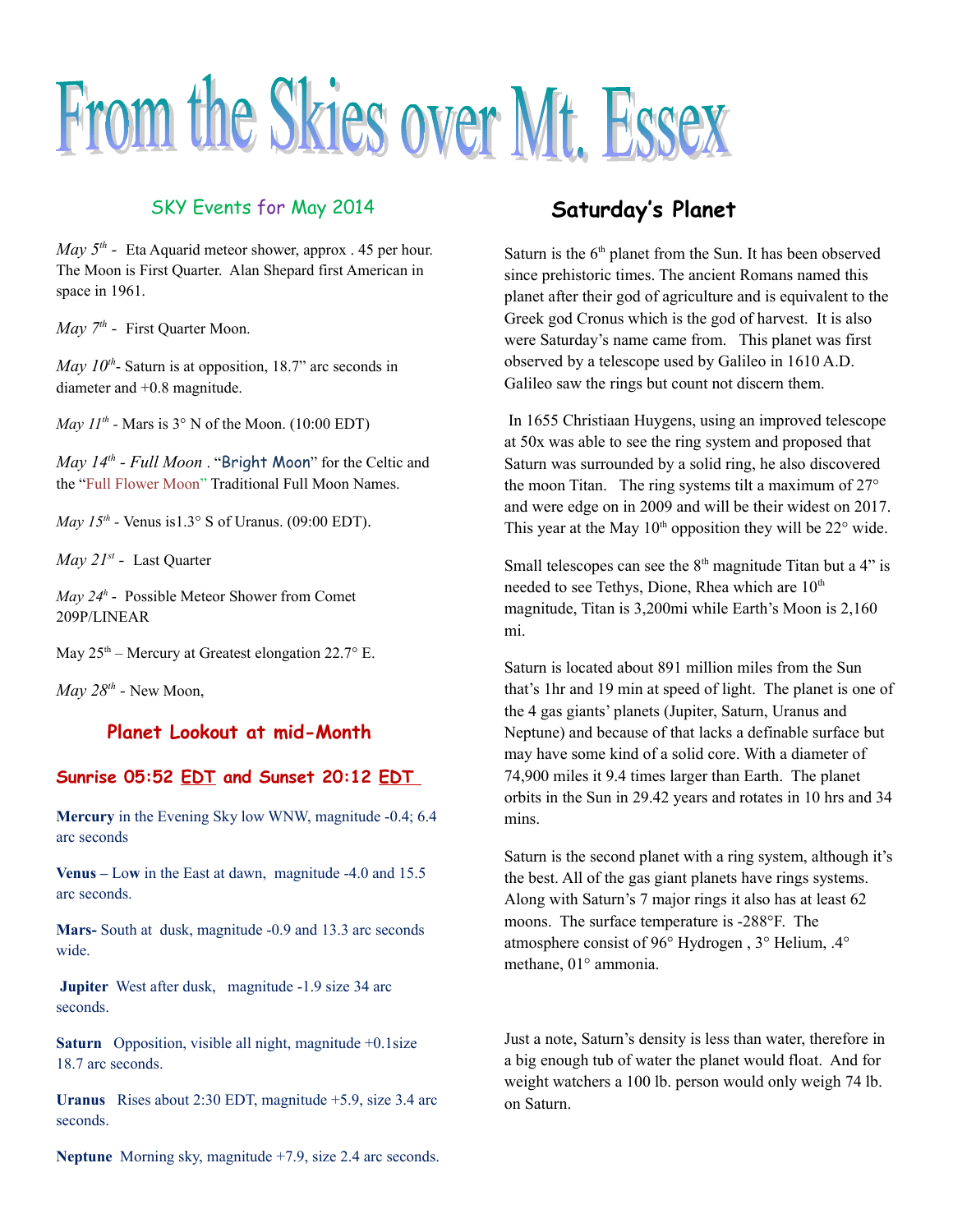# From the Skies over Mt. Essex

## SKY Events for May 2014

*May 5th* - Eta Aquarid meteor shower, approx . 45 per hour. The Moon is First Quarter. Alan Shepard first American in space in 1961.

*May 7th* - First Quarter Moon.

*May 10th*- Saturn is at opposition, 18.7" arc seconds in diameter and +0.8 magnitude.

*May 11th* - Mars is 3° N of the Moon. (10:00 EDT)

*May 14th - Full Moon* . "Bright Moon" for the Celtic and the "Full Flower Moon" Traditional Full Moon Names.

*May 15th* - Venus is1.3° S of Uranus. (09:00 EDT).

*May 21st* - Last Quarter

*May 24h* - Possible Meteor Shower from Comet 209P/LINEAR

May 25th – Mercury at Greatest elongation 22.7° E.

*May 28th* - New Moon,

## Planet Lookout at mid-Month

### Sunrise 05:52 EDT and Sunset 20:12 EDT

**Mercury** in the Evening Sky low WNW, magnitude -0.4; 6.4 arc seconds

**Venus –** Low in the East at dawn, magnitude -4.0 and 15.5 arc seconds.

**Mars-** South at dusk, magnitude -0.9 and 13.3 arc seconds wide.

**Jupiter** West after dusk, magnitude -1.9 size 34 arc seconds.

**Saturn** Opposition, visible all night, magnitude +0.1size 18.7 arc seconds.

**Uranus** Rises about 2:30 EDT, magnitude +5.9, size 3.4 arc seconds.

**Neptune** Morning sky, magnitude +7.9, size 2.4 arc seconds.

## Saturday's Planet

Saturn is the 6th planet from the Sun. It has been observed since prehistoric times. The ancient Romans named this planet after their god of agriculture and is equivalent to the Greek god Cronus which is the god of harvest. It is also were Saturday's name came from. This planet was first observed by a telescope used by Galileo in 1610 A.D. Galileo saw the rings but count not discern them.

In 1655 Christiaan Huygens, using an improved telescope at 50x was able to see the ring system and proposed that Saturn was surrounded by a solid ring, he also discovered the moon Titan. The ring systems tilt a maximum of 27° and were edge on in 2009 and will be their widest on 2017. This year at the May 10th opposition they will be 22° wide.

Small telescopes can see the 8th magnitude Titan but a 4" is needed to see Tethys, Dione, Rhea which are 10th magnitude, Titan is 3,200mi while Earth's Moon is 2,160 mi.

Saturn is located about 891 million miles from the Sun that's 1hr and 19 min at speed of light. The planet is one of the 4 gas giants' planets (Jupiter, Saturn, Uranus and Neptune) and because of that lacks a definable surface but may have some kind of a solid core. With a diameter of 74,900 miles it 9.4 times larger than Earth. The planet orbits in the Sun in 29.42 years and rotates in 10 hrs and 34 mins.

Saturn is the second planet with a ring system, although it's the best. All of the gas giant planets have rings systems. Along with Saturn's 7 major rings it also has at least 62 moons. The surface temperature is -288°F. The atmosphere consist of 96° Hydrogen , 3° Helium, .4° methane, 01° ammonia.

Just a note, Saturn's density is less than water, therefore in a big enough tub of water the planet would float. And for weight watchers a 100 lb. person would only weigh 74 lb. on Saturn.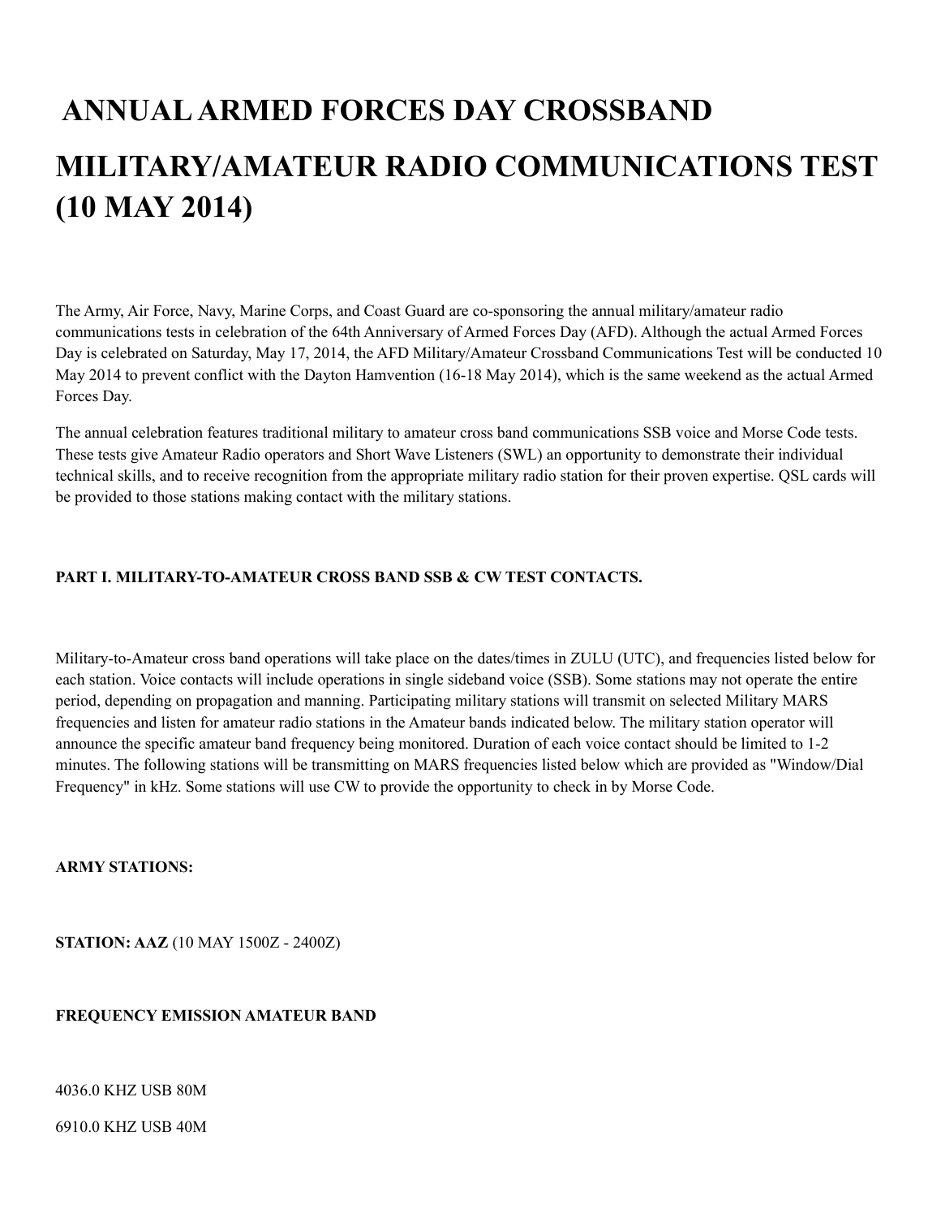# ANNUAL ARMED FORCES DAY CROSSBAND MILITARY/AMATEUR RADIO COMMUNICATIONS TEST (10 MAY 2014)

The Army, Air Force, Navy, Marine Corps, and Coast Guard are co-sponsoring the annual military/amateur radio communications tests in celebration of the 64th Anniversary of Armed Forces Day (AFD). Although the actual Armed Forces Day is celebrated on Saturday, May 17, 2014, the AFD Military/Amateur Crossband Communications Test will be conducted 10 May 2014 to prevent conflict with the Dayton Hamvention (16-18 May 2014), which is the same weekend as the actual Armed Forces Day.

The annual celebration features traditional military to amateur cross band communications SSB voice and Morse Code tests. These tests give Amateur Radio operators and Short Wave Listeners (SWL) an opportunity to demonstrate their individual technical skills, and to receive recognition from the appropriate military radio station for their proven expertise. QSL cards will be provided to those stations making contact with the military stations.

**PART I. MILITARY-TO-AMATEUR CROSS BAND SSB & CW TEST CONTACTS.**

Military-to-Amateur cross band operations will take place on the dates/times in ZULU (UTC), and frequencies listed below for each station. Voice contacts will include operations in single sideband voice (SSB). Some stations may not operate the entire period, depending on propagation and manning. Participating military stations will transmit on selected Military MARS frequencies and listen for amateur radio stations in the Amateur bands indicated below. The military station operator will announce the specific amateur band frequency being monitored. Duration of each voice contact should be limited to 1-2 minutes. The following stations will be transmitting on MARS frequencies listed below which are provided as "Window/Dial Frequency" in kHz. Some stations will use CW to provide the opportunity to check in by Morse Code.

**ARMY STATIONS:**

**STATION: AAZ** (10 MAY 1500Z - 2400Z)

**FREQUENCY EMISSION AMATEUR BAND**

4036.0 KHZ USB 80M

6910.0 KHZ USB 40M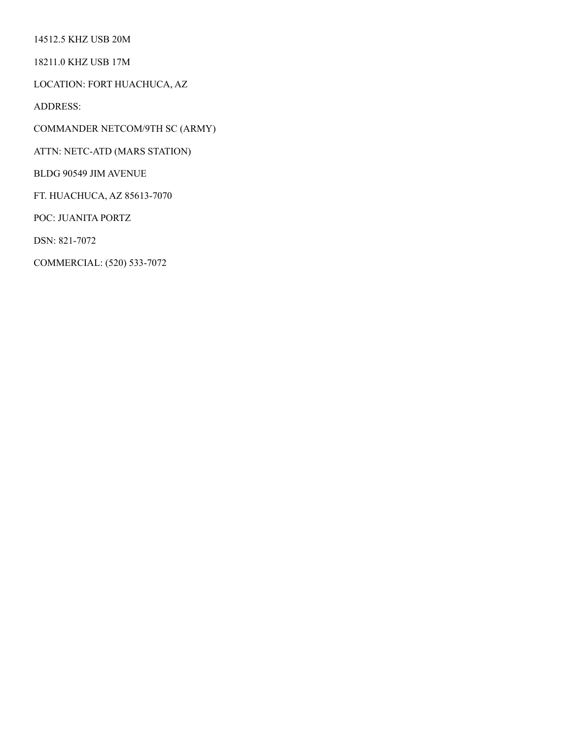14512.5 KHZ USB 20M

18211.0 KHZ USB 17M

LOCATION: FORT HUACHUCA, AZ

ADDRESS:

COMMANDER NETCOM/9TH SC (ARMY)

ATTN: NETC-ATD (MARS STATION)

BLDG 90549 JIM AVENUE

FT. HUACHUCA, AZ 85613-7070

POC: JUANITA PORTZ

DSN: 821-7072

COMMERCIAL: (520) 533-7072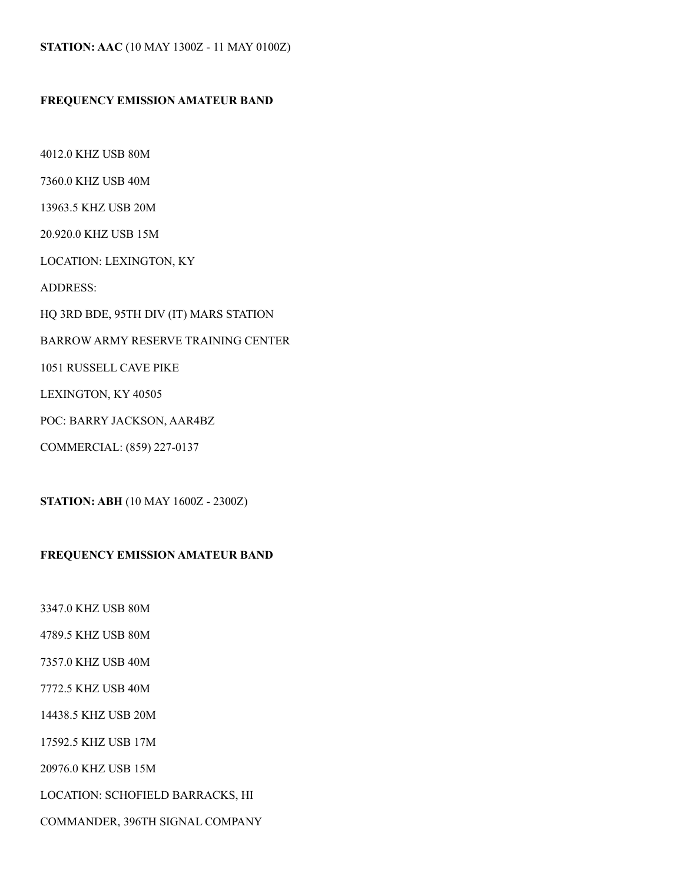**STATION: AAC** (10 MAY 1300Z - 11 MAY 0100Z)

**FREQUENCY EMISSION AMATEUR BAND**

4012.0 KHZ USB 80M

7360.0 KHZ USB 40M

13963.5 KHZ USB 20M

20.920.0 KHZ USB 15M

LOCATION: LEXINGTON, KY

ADDRESS:

HQ 3RD BDE, 95TH DIV (IT) MARS STATION

BARROW ARMY RESERVE TRAINING CENTER

1051 RUSSELL CAVE PIKE

LEXINGTON, KY 40505

POC: BARRY JACKSON, AAR4BZ

COMMERCIAL: (859) 227-0137

**STATION: ABH** (10 MAY 1600Z - 2300Z)

**FREQUENCY EMISSION AMATEUR BAND**

3347.0 KHZ USB 80M

4789.5 KHZ USB 80M

7357.0 KHZ USB 40M

7772.5 KHZ USB 40M

14438.5 KHZ USB 20M

17592.5 KHZ USB 17M

20976.0 KHZ USB 15M

LOCATION: SCHOFIELD BARRACKS, HI

COMMANDER, 396TH SIGNAL COMPANY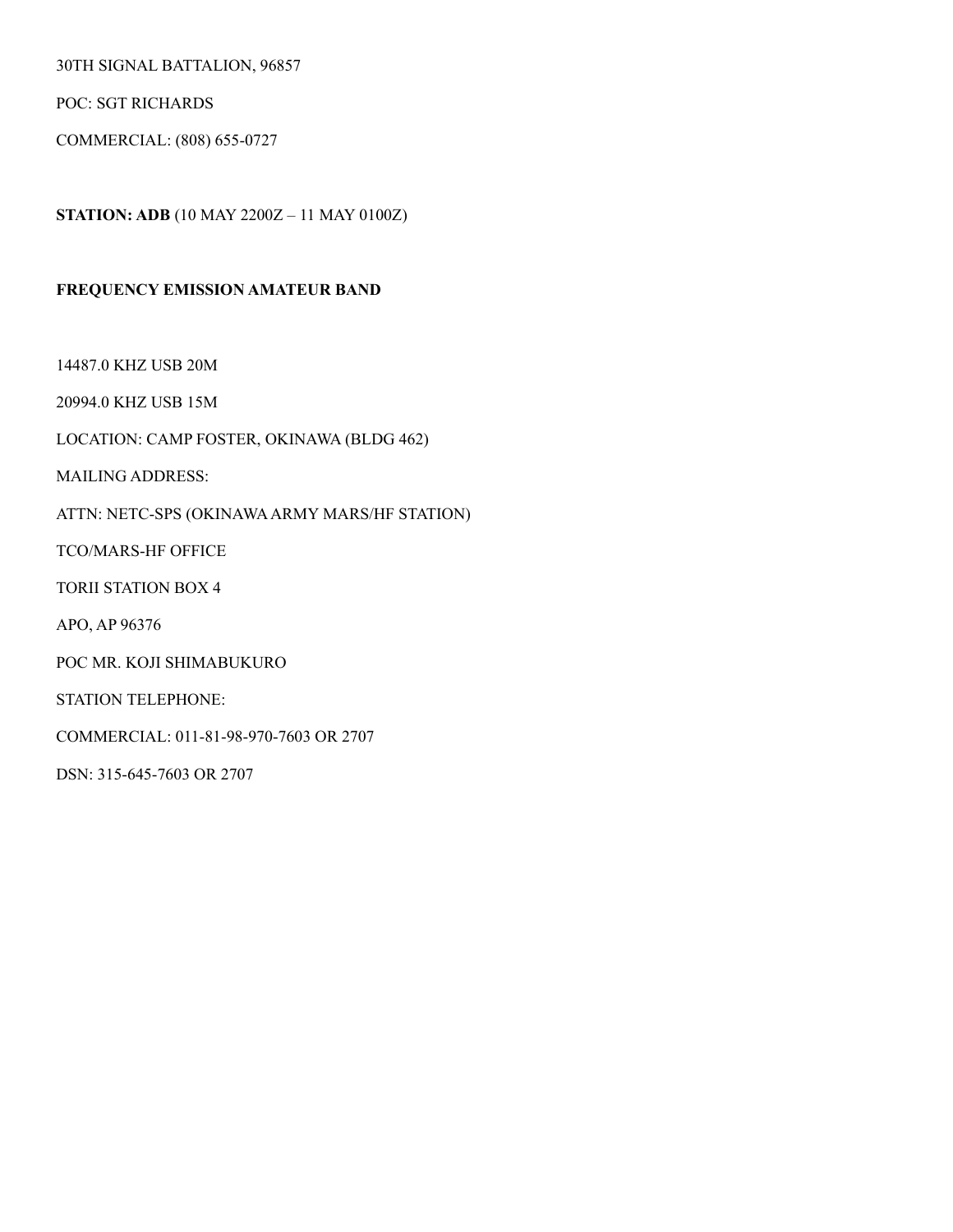30TH SIGNAL BATTALION, 96857

POC: SGT RICHARDS

COMMERCIAL: (808) 655-0727

**STATION: ADB** (10 MAY 2200Z – 11 MAY 0100Z)

**FREQUENCY EMISSION AMATEUR BAND**

14487.0 KHZ USB 20M

20994.0 KHZ USB 15M

LOCATION: CAMP FOSTER, OKINAWA (BLDG 462)

MAILING ADDRESS:

ATTN: NETC-SPS (OKINAWA ARMY MARS/HF STATION)

TCO/MARS-HF OFFICE

TORII STATION BOX 4

APO, AP 96376

POC MR. KOJI SHIMABUKURO

STATION TELEPHONE:

COMMERCIAL: 011-81-98-970-7603 OR 2707

DSN: 315-645-7603 OR 2707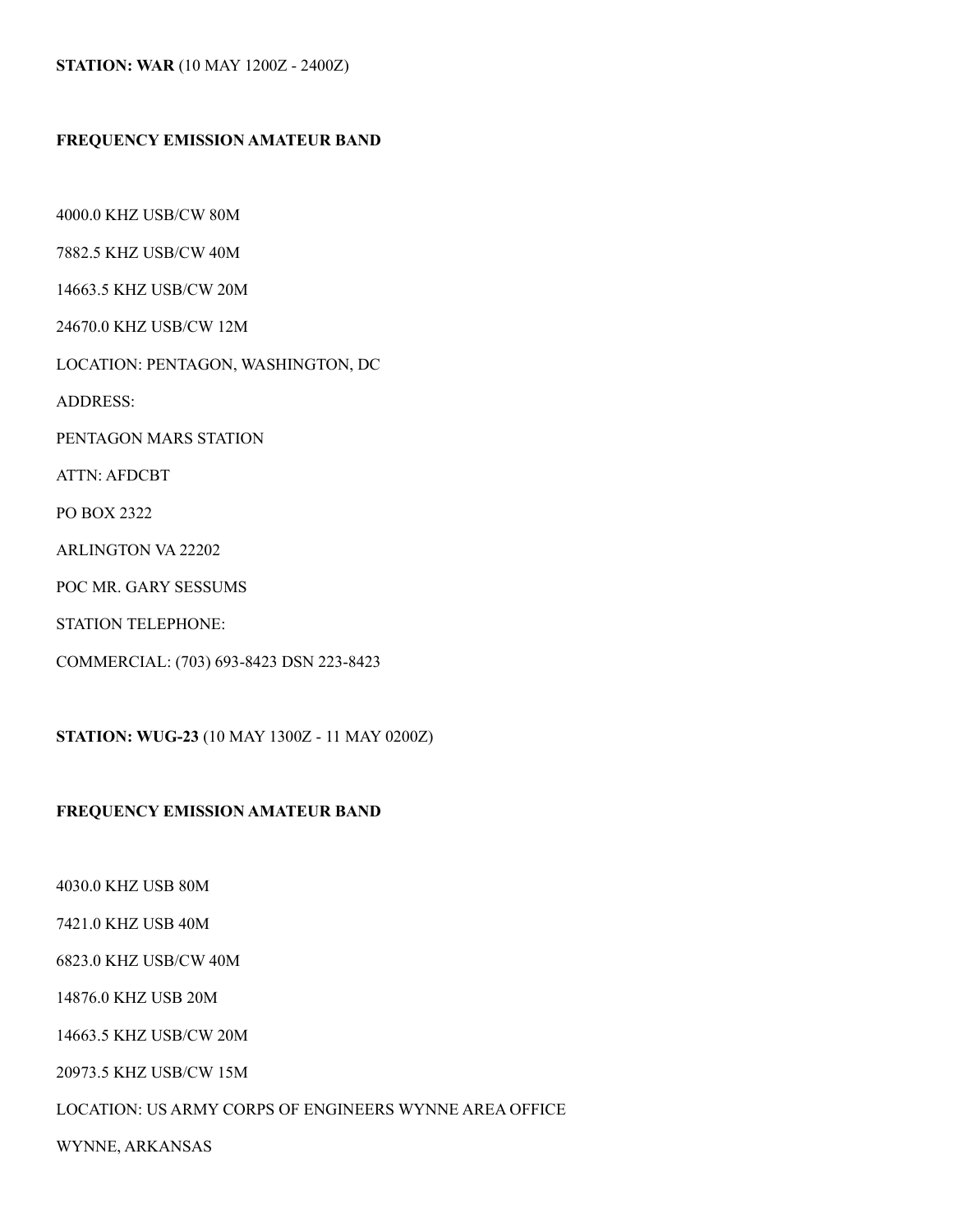**STATION: WAR** (10 MAY 1200Z - 2400Z)

**FREQUENCY EMISSION AMATEUR BAND**

4000.0 KHZ USB/CW 80M

7882.5 KHZ USB/CW 40M

14663.5 KHZ USB/CW 20M

24670.0 KHZ USB/CW 12M

LOCATION: PENTAGON, WASHINGTON, DC

ADDRESS:

PENTAGON MARS STATION

ATTN: AFDCBT

PO BOX 2322

ARLINGTON VA 22202

POC MR. GARY SESSUMS

STATION TELEPHONE:

COMMERCIAL: (703) 693-8423 DSN 223-8423

**STATION: WUG-23** (10 MAY 1300Z - 11 MAY 0200Z)

**FREQUENCY EMISSION AMATEUR BAND**

4030.0 KHZ USB 80M

7421.0 KHZ USB 40M

6823.0 KHZ USB/CW 40M

14876.0 KHZ USB 20M

14663.5 KHZ USB/CW 20M

20973.5 KHZ USB/CW 15M

LOCATION: US ARMY CORPS OF ENGINEERS WYNNE AREA OFFICE

WYNNE, ARKANSAS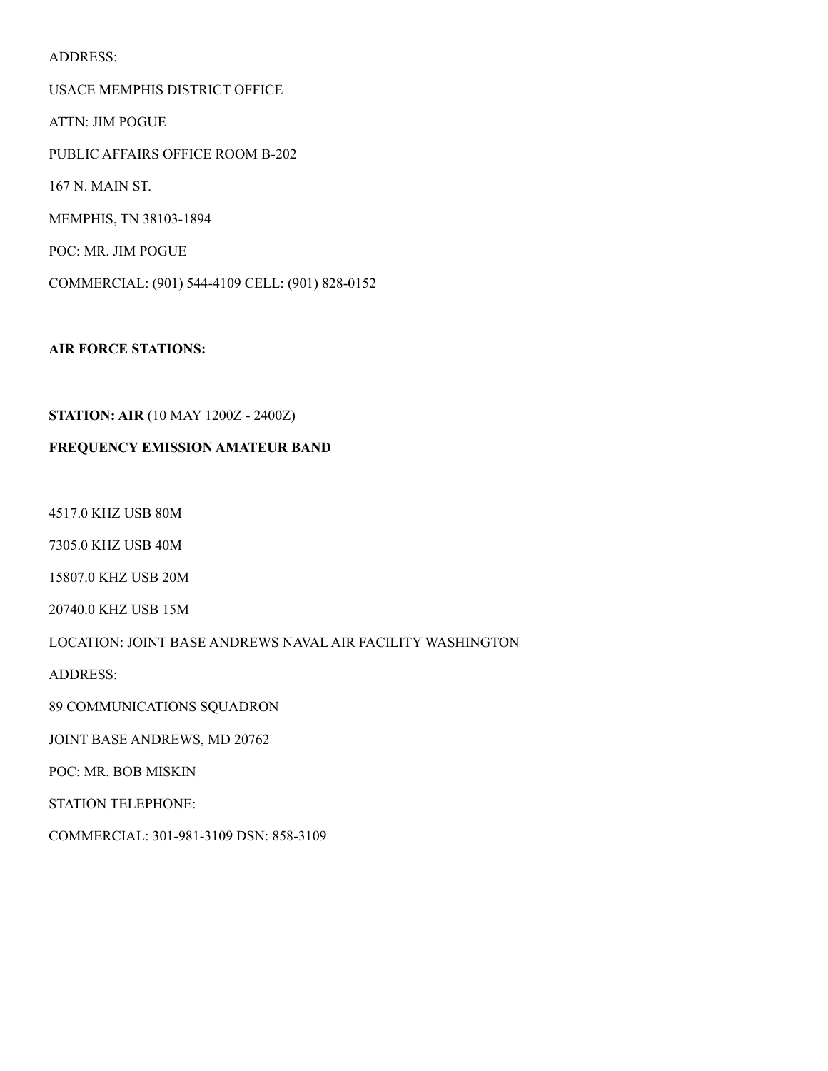ADDRESS:

USACE MEMPHIS DISTRICT OFFICE

ATTN: JIM POGUE

PUBLIC AFFAIRS OFFICE ROOM B-202

167 N. MAIN ST.

MEMPHIS, TN 38103-1894

POC: MR. JIM POGUE

COMMERCIAL: (901) 544-4109 CELL: (901) 828-0152

**AIR FORCE STATIONS:**

**STATION: AIR** (10 MAY 1200Z - 2400Z)

**FREQUENCY EMISSION AMATEUR BAND**

4517.0 KHZ USB 80M

7305.0 KHZ USB 40M

15807.0 KHZ USB 20M

20740.0 KHZ USB 15M

LOCATION: JOINT BASE ANDREWS NAVAL AIR FACILITY WASHINGTON

ADDRESS:

89 COMMUNICATIONS SQUADRON

JOINT BASE ANDREWS, MD 20762

POC: MR. BOB MISKIN

STATION TELEPHONE:

COMMERCIAL: 301-981-3109 DSN: 858-3109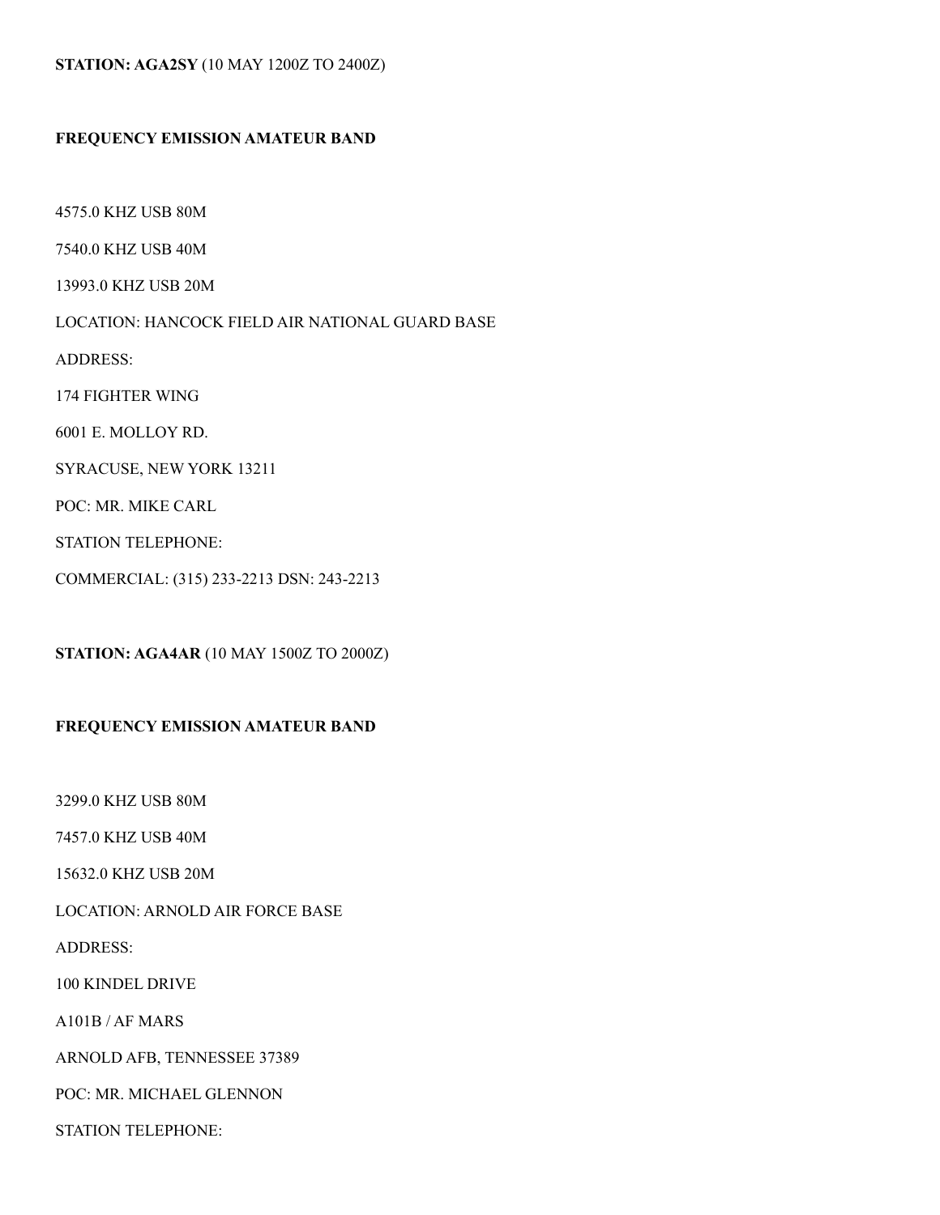**STATION: AGA2SY** (10 MAY 1200Z TO 2400Z)

**FREQUENCY EMISSION AMATEUR BAND**

4575.0 KHZ USB 80M

7540.0 KHZ USB 40M

13993.0 KHZ USB 20M

LOCATION: HANCOCK FIELD AIR NATIONAL GUARD BASE

ADDRESS:

174 FIGHTER WING

6001 E. MOLLOY RD.

SYRACUSE, NEW YORK 13211

POC: MR. MIKE CARL

STATION TELEPHONE:

COMMERCIAL: (315) 233-2213 DSN: 243-2213

**STATION: AGA4AR** (10 MAY 1500Z TO 2000Z)

**FREQUENCY EMISSION AMATEUR BAND**

3299.0 KHZ USB 80M

7457.0 KHZ USB 40M

15632.0 KHZ USB 20M

LOCATION: ARNOLD AIR FORCE BASE

ADDRESS:

100 KINDEL DRIVE

A101B / AF MARS

ARNOLD AFB, TENNESSEE 37389

POC: MR. MICHAEL GLENNON

STATION TELEPHONE: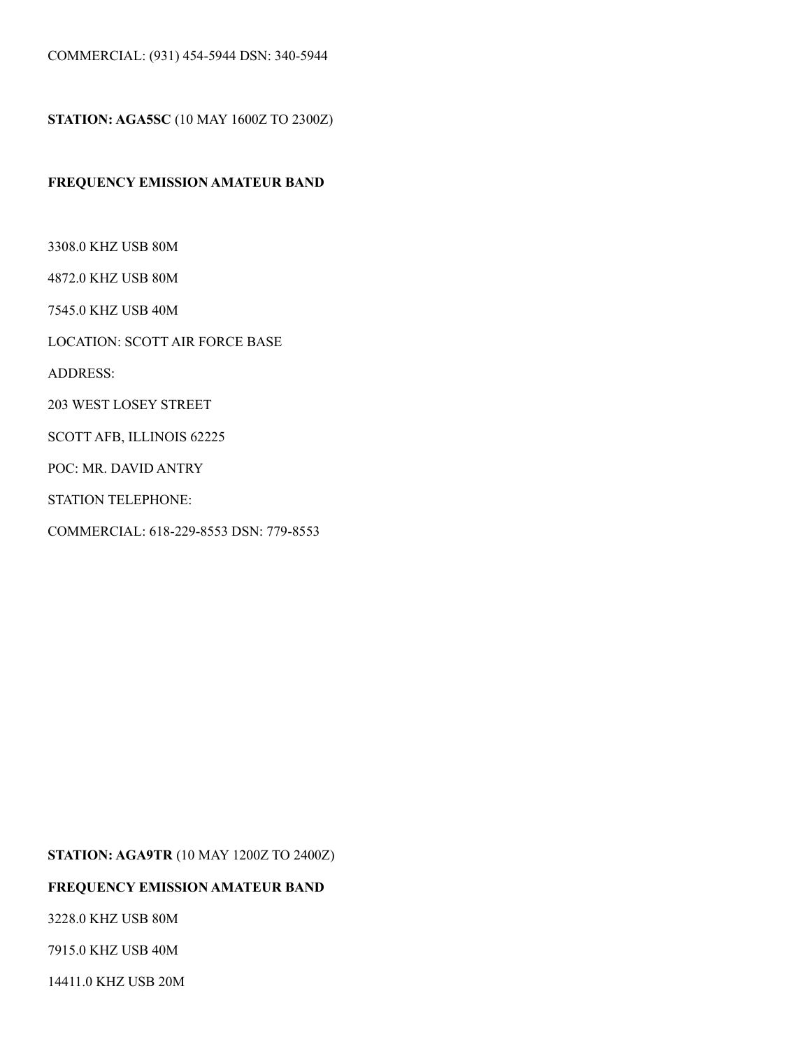COMMERCIAL: (931) 454-5944 DSN: 340-5944

**STATION: AGA5SC** (10 MAY 1600Z TO 2300Z)

**FREQUENCY EMISSION AMATEUR BAND**

3308.0 KHZ USB 80M

4872.0 KHZ USB 80M

7545.0 KHZ USB 40M

LOCATION: SCOTT AIR FORCE BASE

ADDRESS:

203 WEST LOSEY STREET

SCOTT AFB, ILLINOIS 62225

POC: MR. DAVID ANTRY

STATION TELEPHONE:

COMMERCIAL: 618-229-8553 DSN: 779-8553

**STATION: AGA9TR** (10 MAY 1200Z TO 2400Z)

**FREQUENCY EMISSION AMATEUR BAND**

3228.0 KHZ USB 80M

7915.0 KHZ USB 40M

14411.0 KHZ USB 20M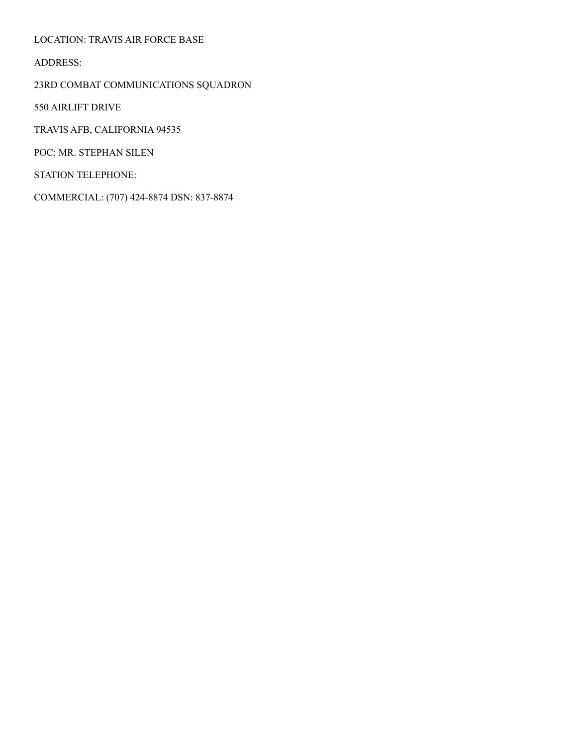LOCATION: TRAVIS AIR FORCE BASE

ADDRESS:

23RD COMBAT COMMUNICATIONS SQUADRON

550 AIRLIFT DRIVE

TRAVIS AFB, CALIFORNIA 94535

POC: MR. STEPHAN SILEN

STATION TELEPHONE:

COMMERCIAL: (707) 424-8874 DSN: 837-8874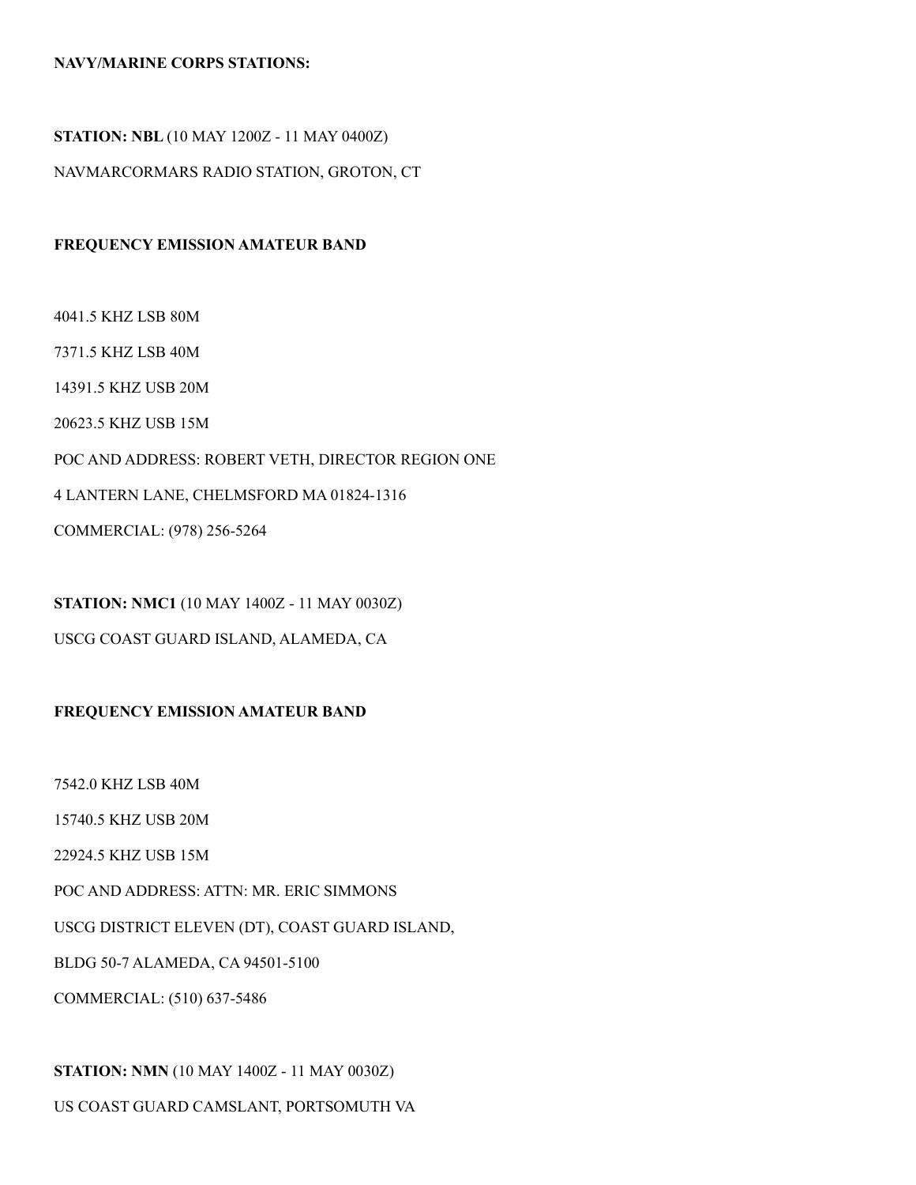**NAVY/MARINE CORPS STATIONS:**

**STATION: NBL** (10 MAY 1200Z - 11 MAY 0400Z)

NAVMARCORMARS RADIO STATION, GROTON, CT

**FREQUENCY EMISSION AMATEUR BAND**

4041.5 KHZ LSB 80M

7371.5 KHZ LSB 40M

14391.5 KHZ USB 20M

20623.5 KHZ USB 15M

POC AND ADDRESS: ROBERT VETH, DIRECTOR REGION ONE

4 LANTERN LANE, CHELMSFORD MA 01824-1316

COMMERCIAL: (978) 256-5264

**STATION: NMC1** (10 MAY 1400Z - 11 MAY 0030Z)

USCG COAST GUARD ISLAND, ALAMEDA, CA

**FREQUENCY EMISSION AMATEUR BAND**

7542.0 KHZ LSB 40M

15740.5 KHZ USB 20M

22924.5 KHZ USB 15M

POC AND ADDRESS: ATTN: MR. ERIC SIMMONS

USCG DISTRICT ELEVEN (DT), COAST GUARD ISLAND,

BLDG 50-7 ALAMEDA, CA 94501-5100

COMMERCIAL: (510) 637-5486

**STATION: NMN** (10 MAY 1400Z - 11 MAY 0030Z)

US COAST GUARD CAMSLANT, PORTSOMUTH VA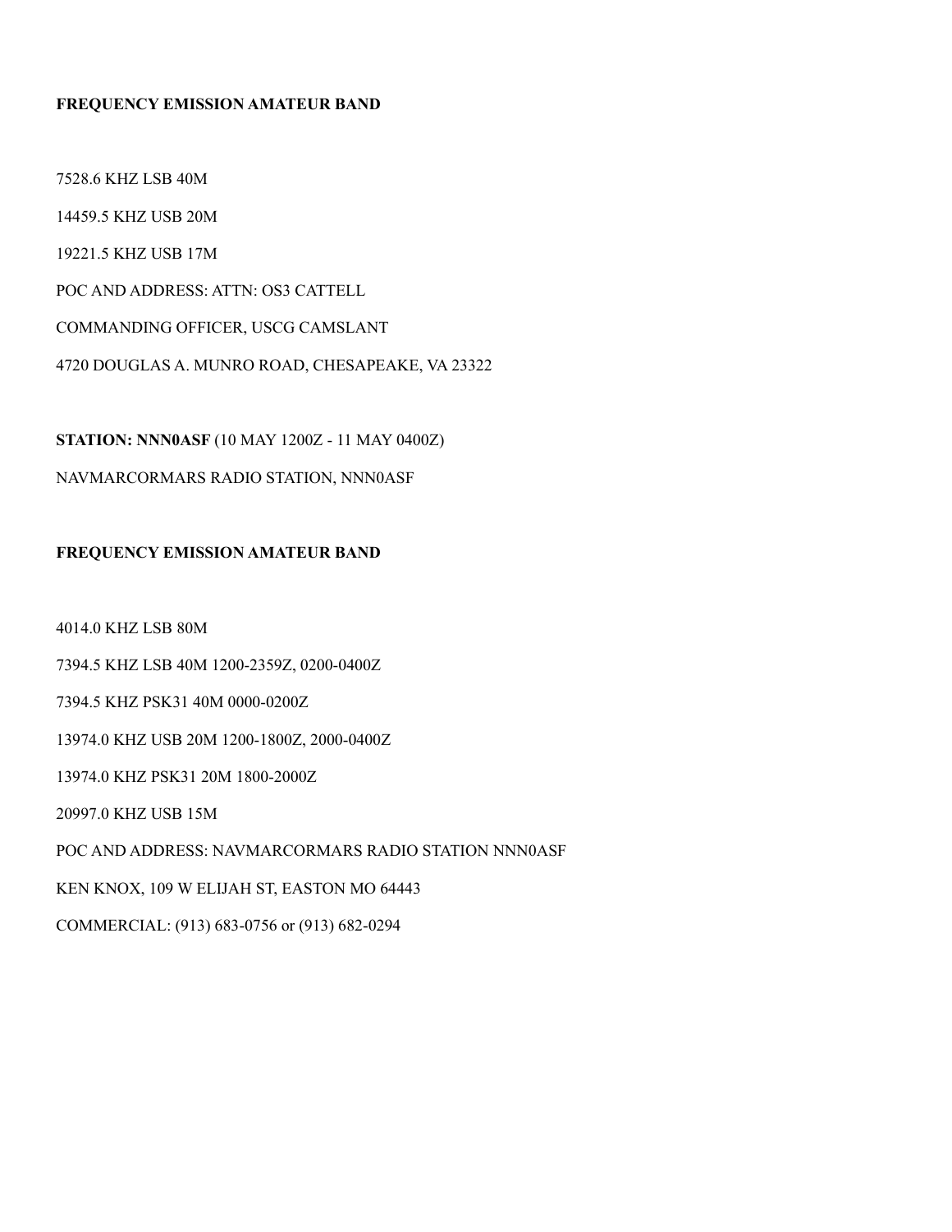**FREQUENCY EMISSION AMATEUR BAND**

7528.6 KHZ LSB 40M

14459.5 KHZ USB 20M

19221.5 KHZ USB 17M

POC AND ADDRESS: ATTN: OS3 CATTELL

COMMANDING OFFICER, USCG CAMSLANT

4720 DOUGLAS A. MUNRO ROAD, CHESAPEAKE, VA 23322

**STATION: NNN0ASF** (10 MAY 1200Z - 11 MAY 0400Z)

NAVMARCORMARS RADIO STATION, NNN0ASF

**FREQUENCY EMISSION AMATEUR BAND**

4014.0 KHZ LSB 80M

7394.5 KHZ LSB 40M 1200-2359Z, 0200-0400Z

7394.5 KHZ PSK31 40M 0000-0200Z

13974.0 KHZ USB 20M 1200-1800Z, 2000-0400Z

13974.0 KHZ PSK31 20M 1800-2000Z

20997.0 KHZ USB 15M

POC AND ADDRESS: NAVMARCORMARS RADIO STATION NNN0ASF

KEN KNOX, 109 W ELIJAH ST, EASTON MO 64443

COMMERCIAL: (913) 683-0756 or (913) 682-0294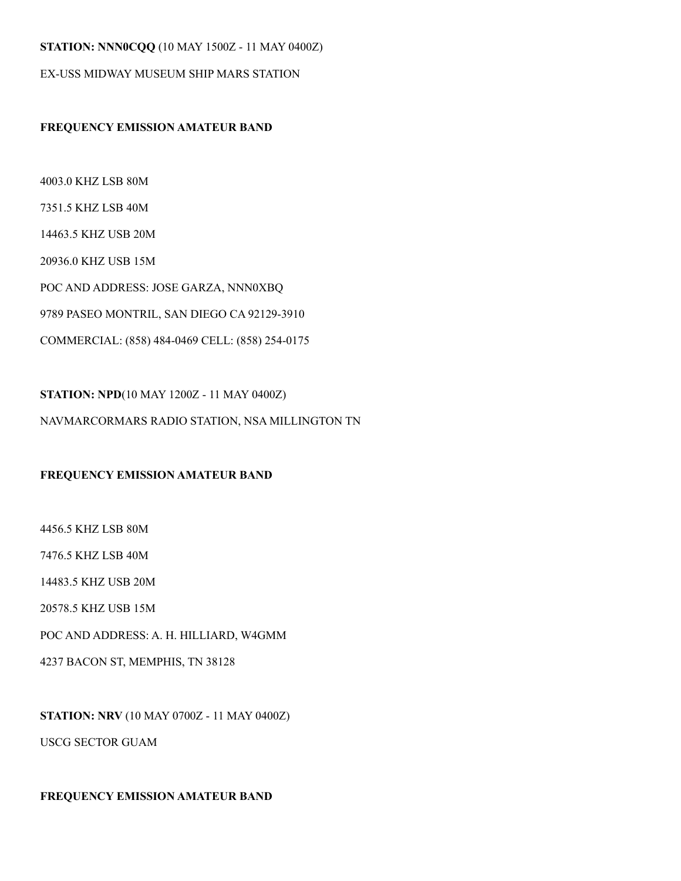**STATION: NNN0CQQ** (10 MAY 1500Z - 11 MAY 0400Z)

EX-USS MIDWAY MUSEUM SHIP MARS STATION

**FREQUENCY EMISSION AMATEUR BAND**

4003.0 KHZ LSB 80M

7351.5 KHZ LSB 40M

14463.5 KHZ USB 20M

20936.0 KHZ USB 15M

POC AND ADDRESS: JOSE GARZA, NNN0XBQ

9789 PASEO MONTRIL, SAN DIEGO CA 92129-3910

COMMERCIAL: (858) 484-0469 CELL: (858) 254-0175

**STATION: NPD**(10 MAY 1200Z - 11 MAY 0400Z)

NAVMARCORMARS RADIO STATION, NSA MILLINGTON TN

**FREQUENCY EMISSION AMATEUR BAND**

4456.5 KHZ LSB 80M

7476.5 KHZ LSB 40M

14483.5 KHZ USB 20M

20578.5 KHZ USB 15M

POC AND ADDRESS: A. H. HILLIARD, W4GMM

4237 BACON ST, MEMPHIS, TN 38128

**STATION: NRV** (10 MAY 0700Z - 11 MAY 0400Z)

USCG SECTOR GUAM

**FREQUENCY EMISSION AMATEUR BAND**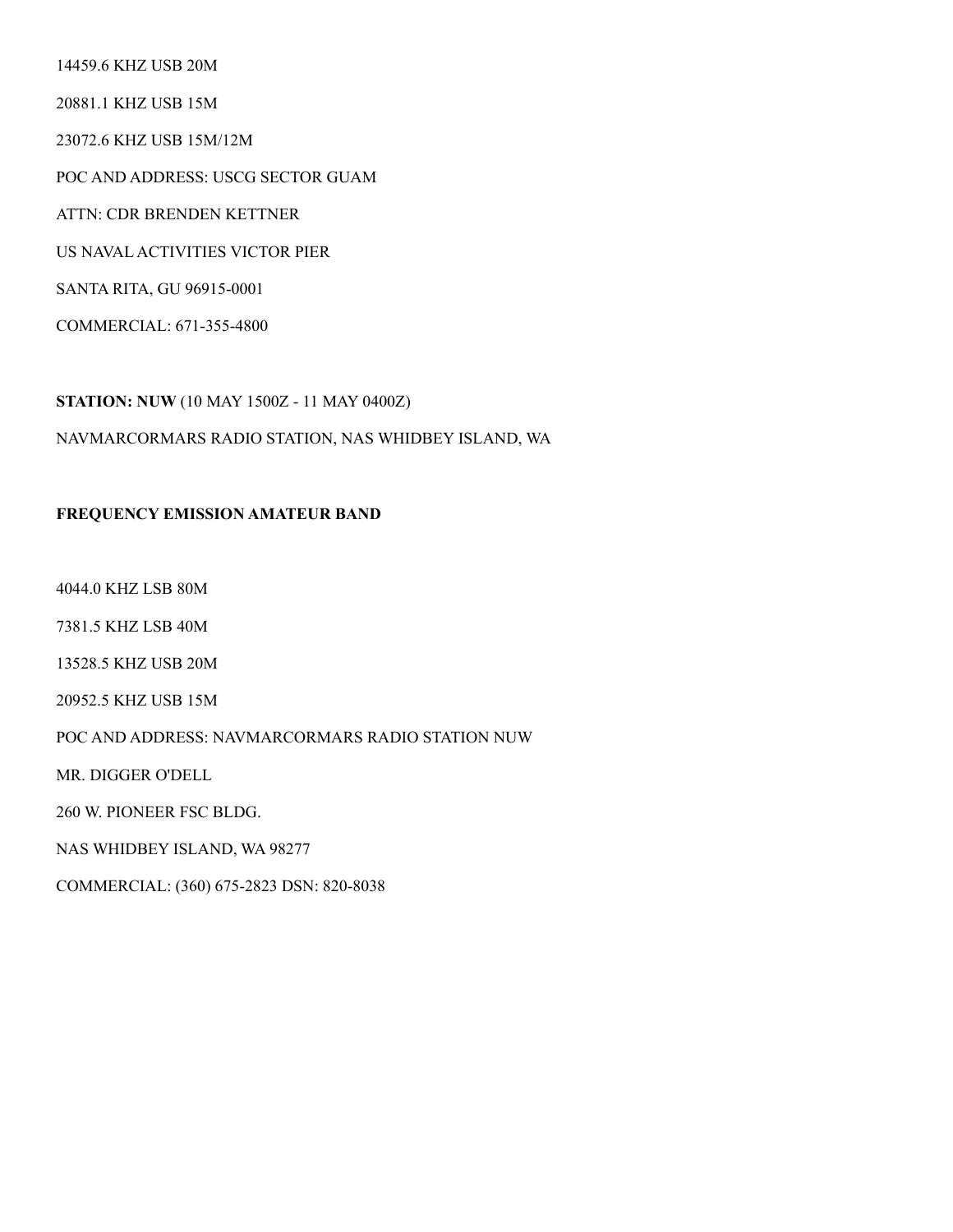14459.6 KHZ USB 20M

20881.1 KHZ USB 15M

23072.6 KHZ USB 15M/12M

POC AND ADDRESS: USCG SECTOR GUAM

ATTN: CDR BRENDEN KETTNER

US NAVAL ACTIVITIES VICTOR PIER

SANTA RITA, GU 96915-0001

COMMERCIAL: 671-355-4800

**STATION: NUW** (10 MAY 1500Z - 11 MAY 0400Z)

NAVMARCORMARS RADIO STATION, NAS WHIDBEY ISLAND, WA

**FREQUENCY EMISSION AMATEUR BAND**

4044.0 KHZ LSB 80M

7381.5 KHZ LSB 40M

13528.5 KHZ USB 20M

20952.5 KHZ USB 15M

POC AND ADDRESS: NAVMARCORMARS RADIO STATION NUW

MR. DIGGER O'DELL

260 W. PIONEER FSC BLDG.

NAS WHIDBEY ISLAND, WA 98277

COMMERCIAL: (360) 675-2823 DSN: 820-8038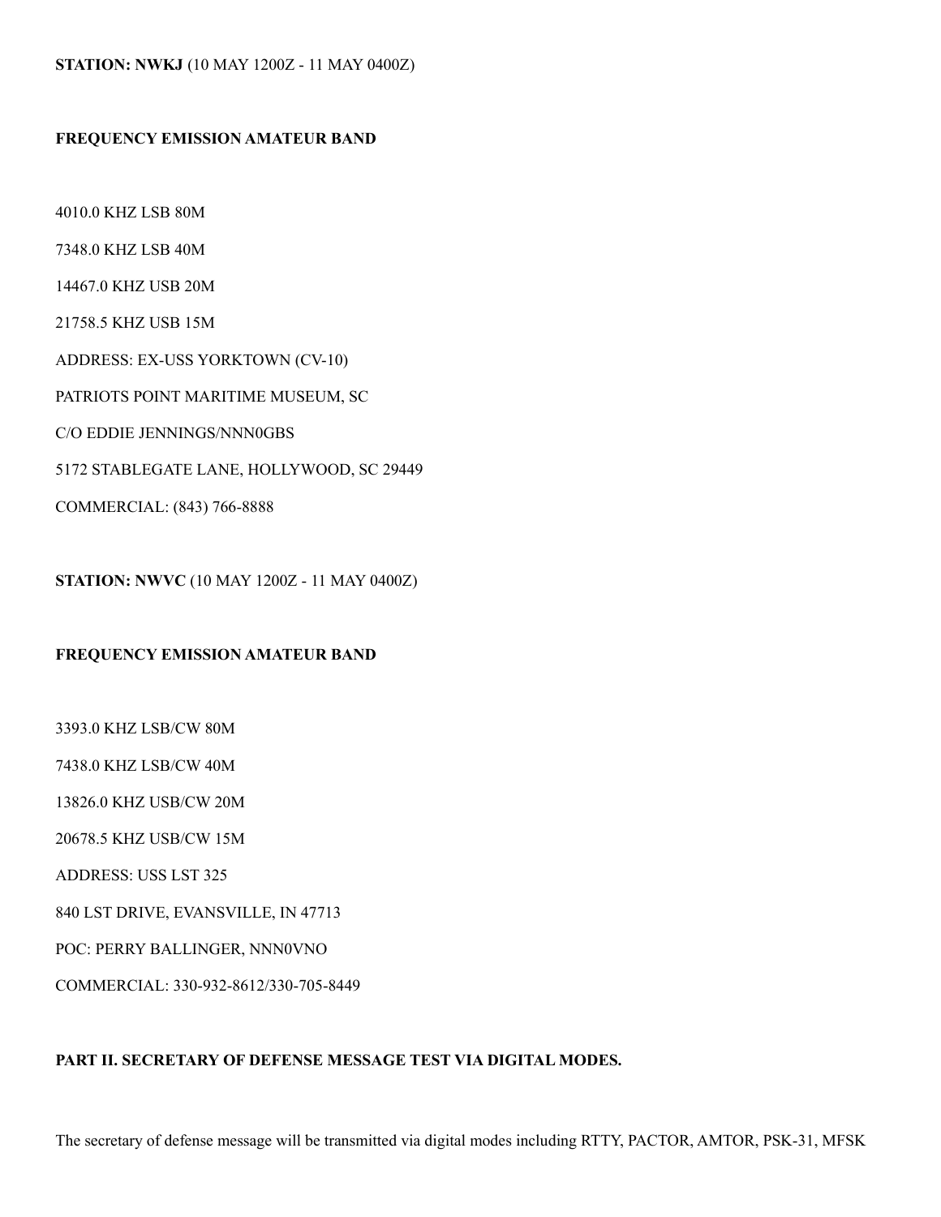**STATION: NWKJ** (10 MAY 1200Z - 11 MAY 0400Z)

**FREQUENCY EMISSION AMATEUR BAND**

4010.0 KHZ LSB 80M

7348.0 KHZ LSB 40M

14467.0 KHZ USB 20M

21758.5 KHZ USB 15M

ADDRESS: EX-USS YORKTOWN (CV-10)

PATRIOTS POINT MARITIME MUSEUM, SC

C/O EDDIE JENNINGS/NNN0GBS

5172 STABLEGATE LANE, HOLLYWOOD, SC 29449

COMMERCIAL: (843) 766-8888

**STATION: NWVC** (10 MAY 1200Z - 11 MAY 0400Z)

**FREQUENCY EMISSION AMATEUR BAND**

3393.0 KHZ LSB/CW 80M

7438.0 KHZ LSB/CW 40M

13826.0 KHZ USB/CW 20M

20678.5 KHZ USB/CW 15M

ADDRESS: USS LST 325

840 LST DRIVE, EVANSVILLE, IN 47713

POC: PERRY BALLINGER, NNN0VNO

COMMERCIAL: 330-932-8612/330-705-8449

**PART II. SECRETARY OF DEFENSE MESSAGE TEST VIA DIGITAL MODES.**

The secretary of defense message will be transmitted via digital modes including RTTY, PACTOR, AMTOR, PSK-31, MFSK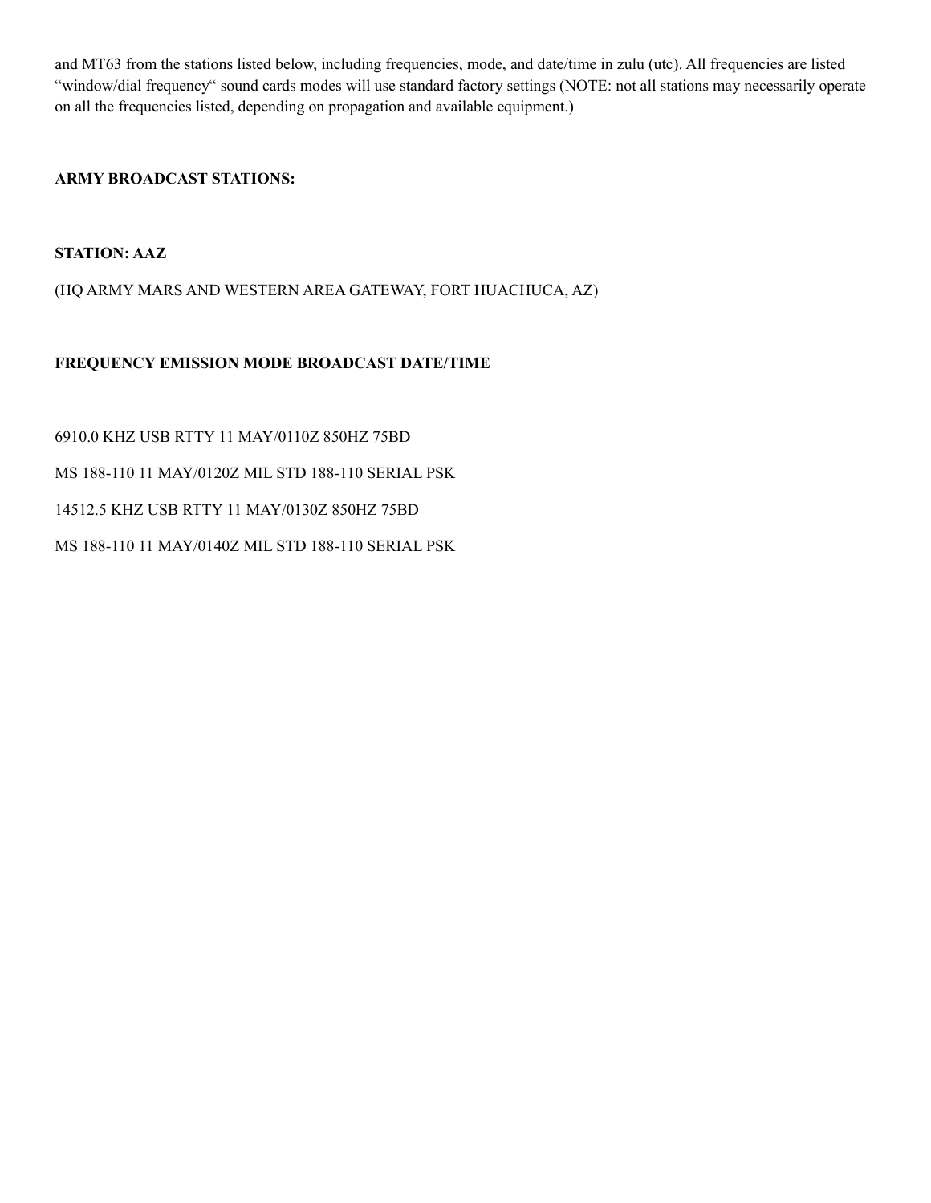and MT63 from the stations listed below, including frequencies, mode, and date/time in zulu (utc). All frequencies are listed “window/dial frequency“ sound cards modes will use standard factory settings (NOTE: not all stations may necessarily operate on all the frequencies listed, depending on propagation and available equipment.)

**ARMY BROADCAST STATIONS:**

**STATION: AAZ**

(HQ ARMY MARS AND WESTERN AREA GATEWAY, FORT HUACHUCA, AZ)

**FREQUENCY EMISSION MODE BROADCAST DATE/TIME**

6910.0 KHZ USB RTTY 11 MAY/0110Z 850HZ 75BD

MS 188-110 11 MAY/0120Z MIL STD 188-110 SERIAL PSK

14512.5 KHZ USB RTTY 11 MAY/0130Z 850HZ 75BD

MS 188-110 11 MAY/0140Z MIL STD 188-110 SERIAL PSK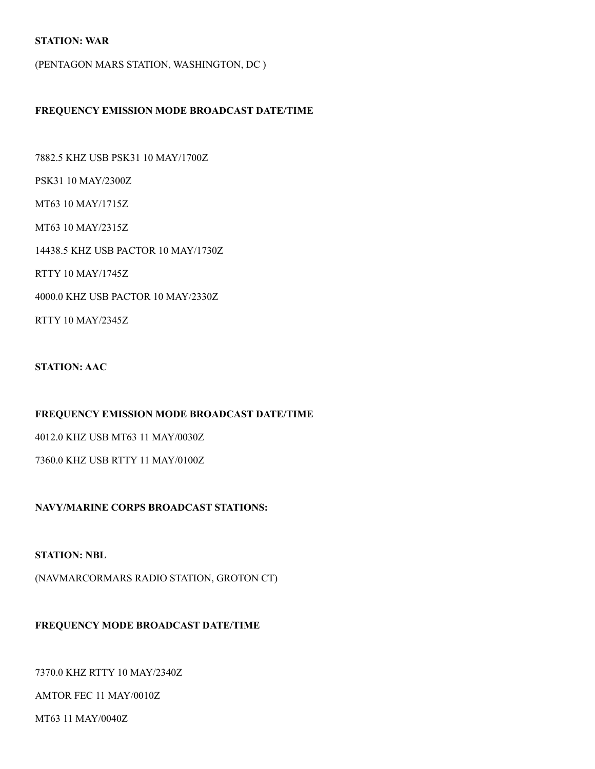**STATION: WAR**

(PENTAGON MARS STATION, WASHINGTON, DC )

**FREQUENCY EMISSION MODE BROADCAST DATE/TIME**

7882.5 KHZ USB PSK31 10 MAY/1700Z

PSK31 10 MAY/2300Z

MT63 10 MAY/1715Z

MT63 10 MAY/2315Z

14438.5 KHZ USB PACTOR 10 MAY/1730Z

RTTY 10 MAY/1745Z

4000.0 KHZ USB PACTOR 10 MAY/2330Z

RTTY 10 MAY/2345Z

**STATION: AAC**

**FREQUENCY EMISSION MODE BROADCAST DATE/TIME**

4012.0 KHZ USB MT63 11 MAY/0030Z

7360.0 KHZ USB RTTY 11 MAY/0100Z

**NAVY/MARINE CORPS BROADCAST STATIONS:**

**STATION: NBL**

(NAVMARCORMARS RADIO STATION, GROTON CT)

**FREQUENCY MODE BROADCAST DATE/TIME**

7370.0 KHZ RTTY 10 MAY/2340Z

AMTOR FEC 11 MAY/0010Z

MT63 11 MAY/0040Z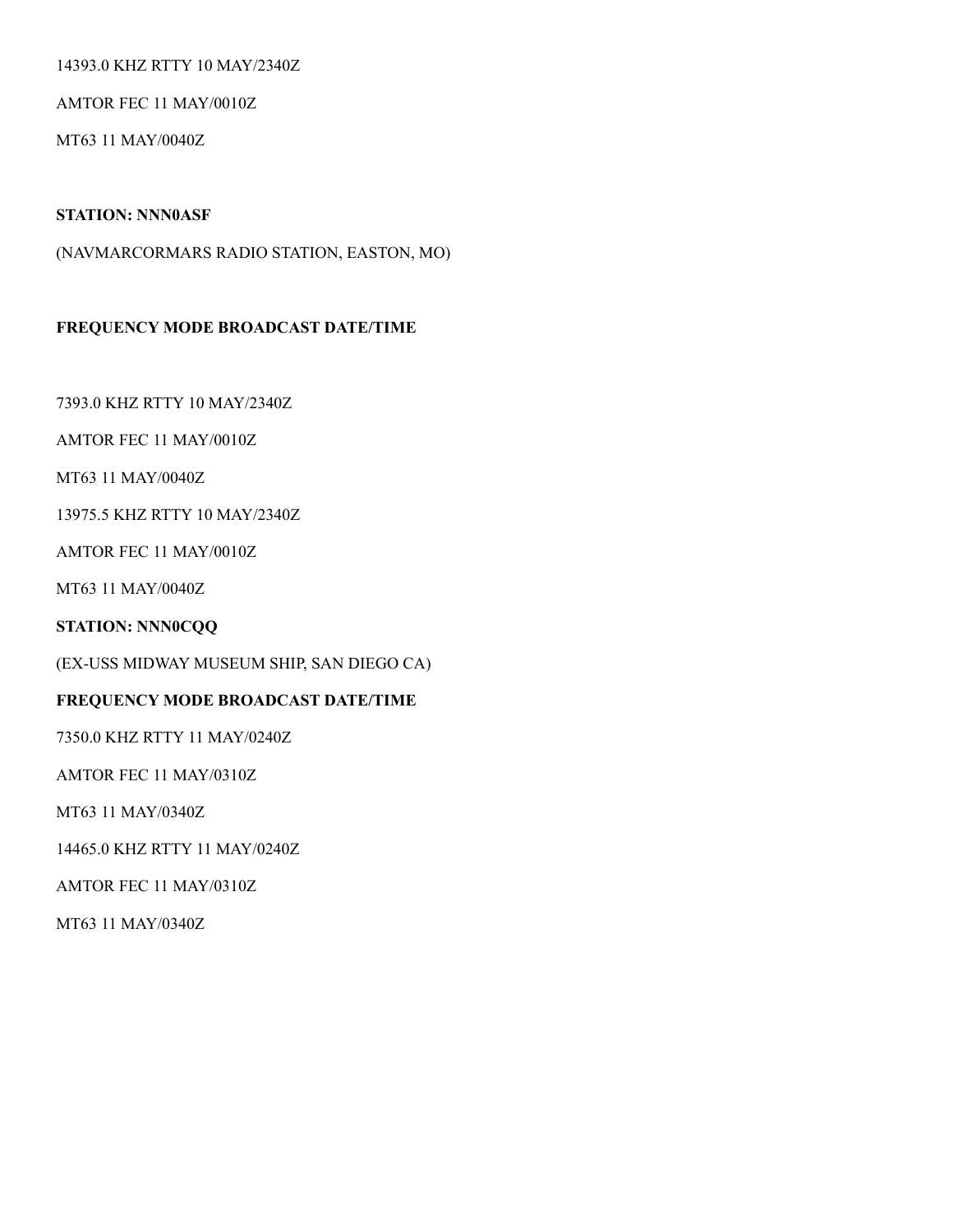14393.0 KHZ RTTY 10 MAY/2340Z

AMTOR FEC 11 MAY/0010Z

MT63 11 MAY/0040Z

**STATION: NNN0ASF**

(NAVMARCORMARS RADIO STATION, EASTON, MO)

**FREQUENCY MODE BROADCAST DATE/TIME**

7393.0 KHZ RTTY 10 MAY/2340Z

AMTOR FEC 11 MAY/0010Z

MT63 11 MAY/0040Z

13975.5 KHZ RTTY 10 MAY/2340Z

AMTOR FEC 11 MAY/0010Z

MT63 11 MAY/0040Z

**STATION: NNN0CQQ**

(EX-USS MIDWAY MUSEUM SHIP, SAN DIEGO CA)

**FREQUENCY MODE BROADCAST DATE/TIME**

7350.0 KHZ RTTY 11 MAY/0240Z

AMTOR FEC 11 MAY/0310Z

MT63 11 MAY/0340Z

14465.0 KHZ RTTY 11 MAY/0240Z

AMTOR FEC 11 MAY/0310Z

MT63 11 MAY/0340Z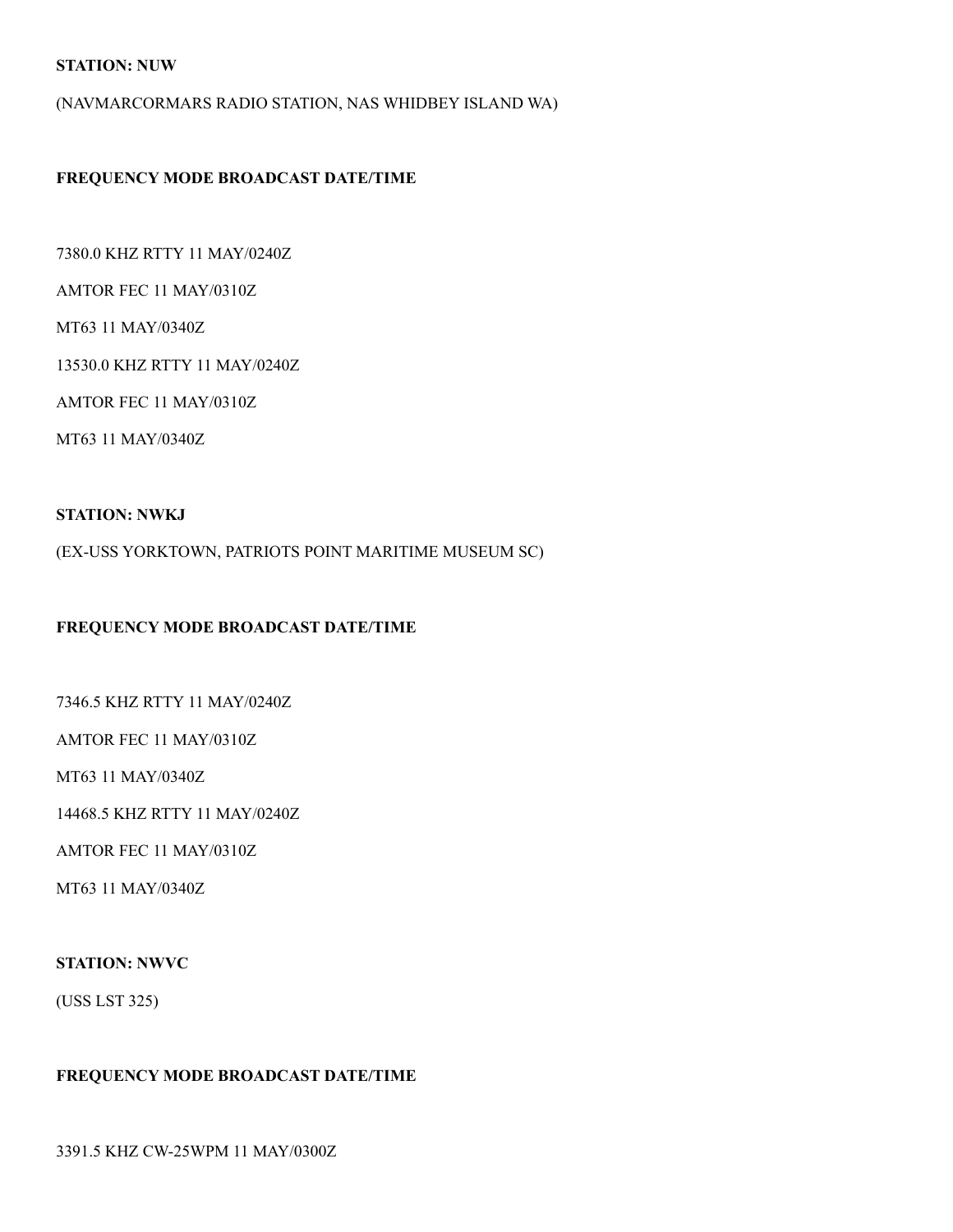**STATION: NUW**

(NAVMARCORMARS RADIO STATION, NAS WHIDBEY ISLAND WA)

**FREQUENCY MODE BROADCAST DATE/TIME**

7380.0 KHZ RTTY 11 MAY/0240Z

AMTOR FEC 11 MAY/0310Z

MT63 11 MAY/0340Z

13530.0 KHZ RTTY 11 MAY/0240Z

AMTOR FEC 11 MAY/0310Z

MT63 11 MAY/0340Z

**STATION: NWKJ**

(EX-USS YORKTOWN, PATRIOTS POINT MARITIME MUSEUM SC)

**FREQUENCY MODE BROADCAST DATE/TIME**

7346.5 KHZ RTTY 11 MAY/0240Z

AMTOR FEC 11 MAY/0310Z

MT63 11 MAY/0340Z

14468.5 KHZ RTTY 11 MAY/0240Z

AMTOR FEC 11 MAY/0310Z

MT63 11 MAY/0340Z

**STATION: NWVC**

(USS LST 325)

**FREQUENCY MODE BROADCAST DATE/TIME**

3391.5 KHZ CW-25WPM 11 MAY/0300Z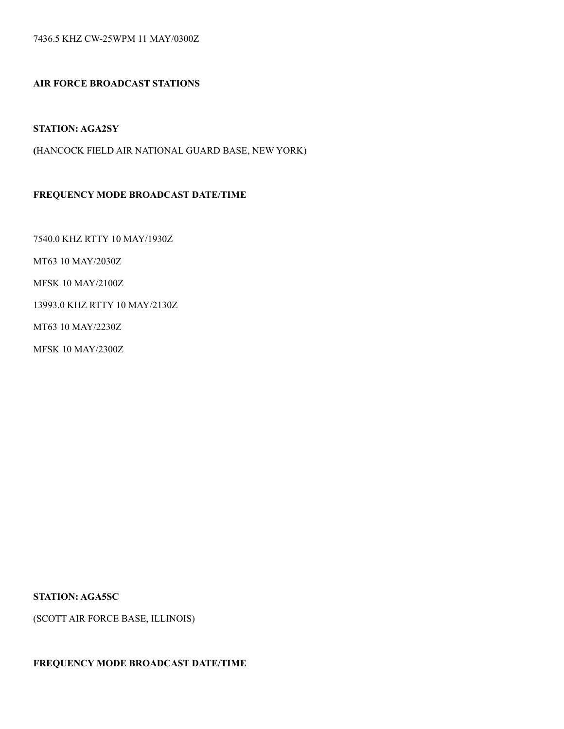7436.5 KHZ CW-25WPM 11 MAY/0300Z

**AIR FORCE BROADCAST STATIONS**

**STATION: AGA2SY**

**(**HANCOCK FIELD AIR NATIONAL GUARD BASE, NEW YORK)

**FREQUENCY MODE BROADCAST DATE/TIME**

7540.0 KHZ RTTY 10 MAY/1930Z

MT63 10 MAY/2030Z

MFSK 10 MAY/2100Z

13993.0 KHZ RTTY 10 MAY/2130Z

MT63 10 MAY/2230Z

MFSK 10 MAY/2300Z

**STATION: AGA5SC**

(SCOTT AIR FORCE BASE, ILLINOIS)

**FREQUENCY MODE BROADCAST DATE/TIME**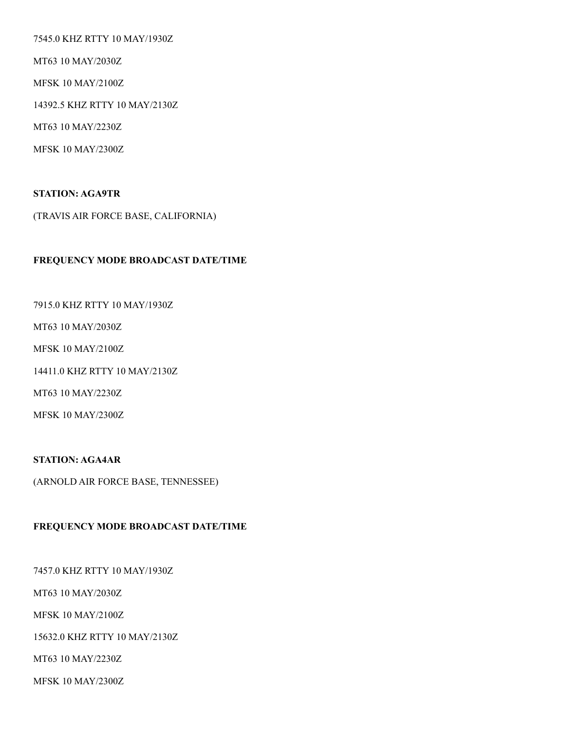7545.0 KHZ RTTY 10 MAY/1930Z

MT63 10 MAY/2030Z

MFSK 10 MAY/2100Z

14392.5 KHZ RTTY 10 MAY/2130Z

MT63 10 MAY/2230Z

MFSK 10 MAY/2300Z

**STATION: AGA9TR**

(TRAVIS AIR FORCE BASE, CALIFORNIA)

**FREQUENCY MODE BROADCAST DATE/TIME**

7915.0 KHZ RTTY 10 MAY/1930Z

MT63 10 MAY/2030Z

MFSK 10 MAY/2100Z

14411.0 KHZ RTTY 10 MAY/2130Z

MT63 10 MAY/2230Z

MFSK 10 MAY/2300Z

**STATION: AGA4AR**

(ARNOLD AIR FORCE BASE, TENNESSEE)

**FREQUENCY MODE BROADCAST DATE/TIME**

7457.0 KHZ RTTY 10 MAY/1930Z

MT63 10 MAY/2030Z

MFSK 10 MAY/2100Z

15632.0 KHZ RTTY 10 MAY/2130Z

MT63 10 MAY/2230Z

MFSK 10 MAY/2300Z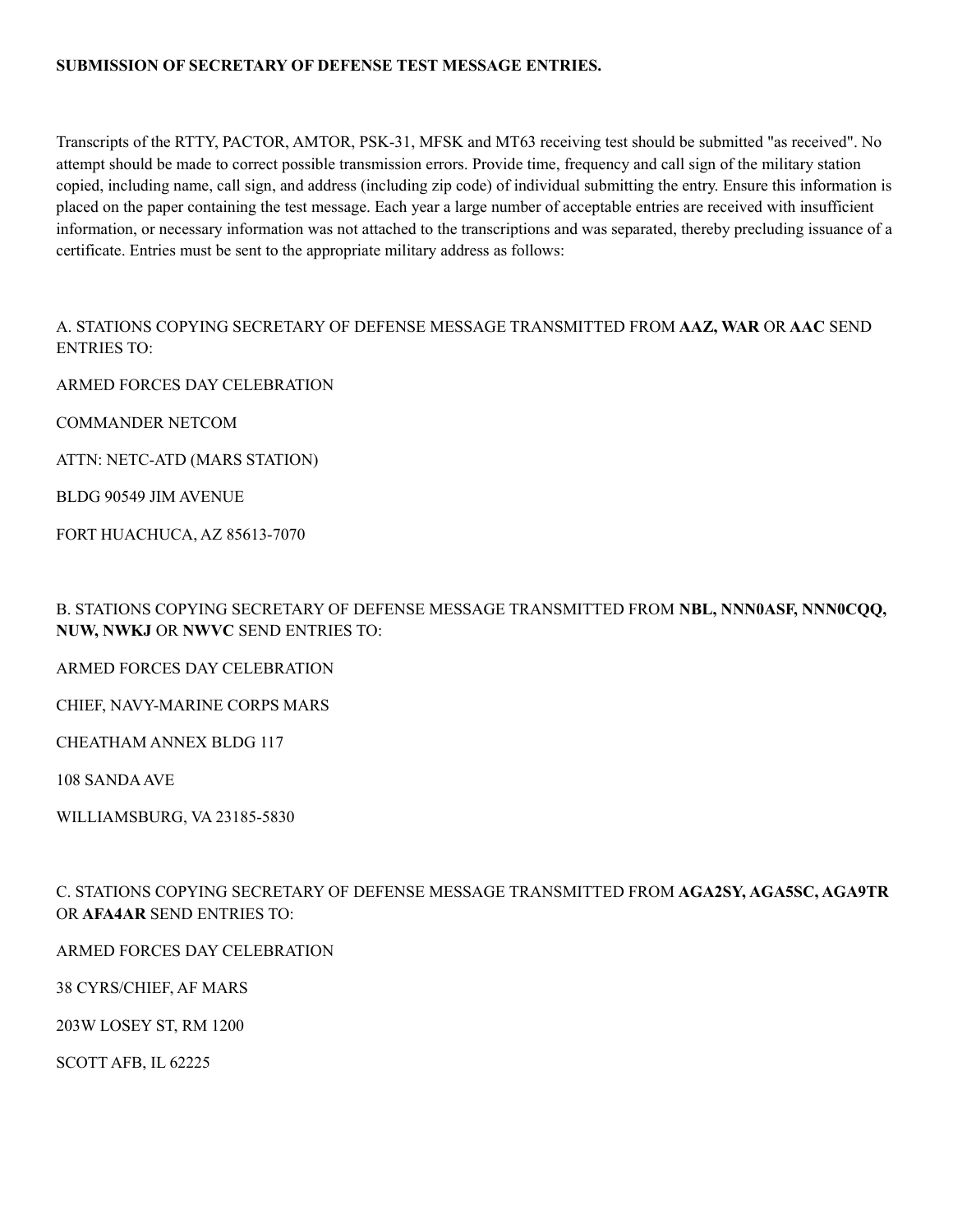**SUBMISSION OF SECRETARY OF DEFENSE TEST MESSAGE ENTRIES.**

Transcripts of the RTTY, PACTOR, AMTOR, PSK-31, MFSK and MT63 receiving test should be submitted "as received". No attempt should be made to correct possible transmission errors. Provide time, frequency and call sign of the military station copied, including name, call sign, and address (including zip code) of individual submitting the entry. Ensure this information is placed on the paper containing the test message. Each year a large number of acceptable entries are received with insufficient information, or necessary information was not attached to the transcriptions and was separated, thereby precluding issuance of a certificate. Entries must be sent to the appropriate military address as follows:

A. STATIONS COPYING SECRETARY OF DEFENSE MESSAGE TRANSMITTED FROM **AAZ, WAR** OR **AAC** SEND ENTRIES TO:

ARMED FORCES DAY CELEBRATION

COMMANDER NETCOM

ATTN: NETC-ATD (MARS STATION)

BLDG 90549 JIM AVENUE

FORT HUACHUCA, AZ 85613-7070

B. STATIONS COPYING SECRETARY OF DEFENSE MESSAGE TRANSMITTED FROM **NBL, NNN0ASF, NNN0CQQ, NUW, NWKJ** OR **NWVC** SEND ENTRIES TO:

ARMED FORCES DAY CELEBRATION

CHIEF, NAVY-MARINE CORPS MARS

CHEATHAM ANNEX BLDG 117

108 SANDA AVE

WILLIAMSBURG, VA 23185-5830

C. STATIONS COPYING SECRETARY OF DEFENSE MESSAGE TRANSMITTED FROM **AGA2SY, AGA5SC, AGA9TR** OR **AFA4AR** SEND ENTRIES TO:

ARMED FORCES DAY CELEBRATION

38 CYRS/CHIEF, AF MARS

203W LOSEY ST, RM 1200

SCOTT AFB, IL 62225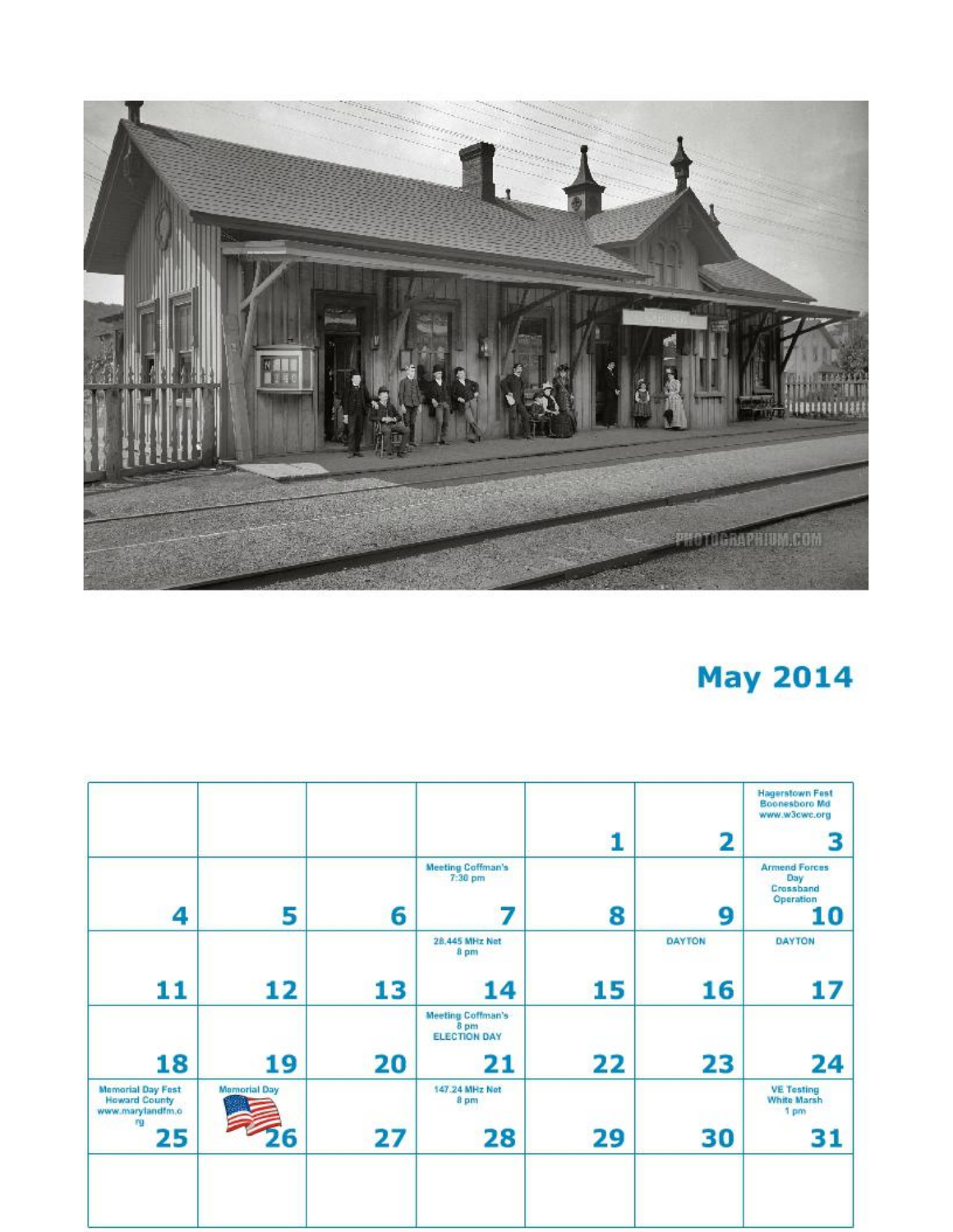## May 2014

| | | | | | | |
|---|---|---|---|---|---|---|
| | | | | 1 | 2 | Hagerstown Fest Boonesboro Md www.w3cwc.org 3 |
| 4 | 5 | 6 | Meeting Coffman's 7:30 pm 7 | 8 | 9 | Armend Forces Day Crossband Operation 10 |
| 11 | 12 | 13 | 28.445 MHz Net 8 pm 14 | 15 | DAYTON 16 | DAYTON 17 |
| 18 | 19 | 20 | Meeting Coffman's 8 pm ELECTION DAY 21 | 22 | 23 | 24 |
| Memorial Day Fest Howard County www.marylandfm.org 25 | Memorial Day 26 | 27 | 147.24 MHz Net 8 pm 28 | 29 | 30 | VE Testing White Marsh 1 pm 31 |
| | | | | | | |